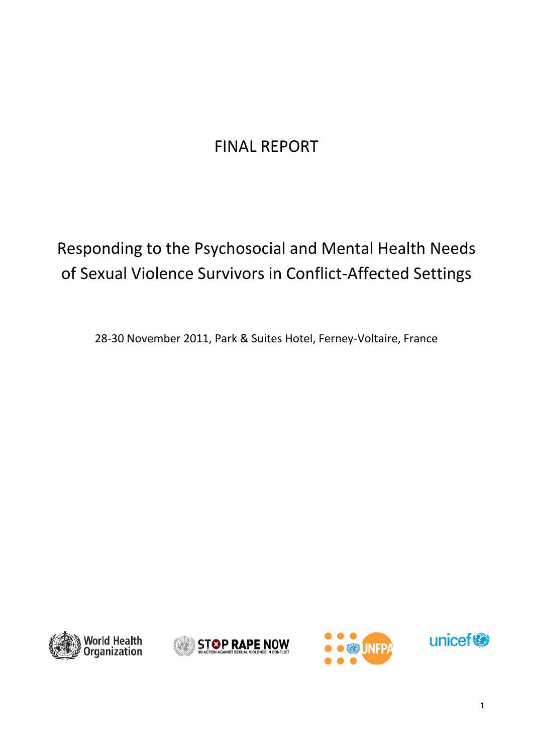# FINAL REPORT

# Responding to the Psychosocial and Mental Health Needs of Sexual Violence Survivors in Conflict-Affected Settings

28-30 November 2011, Park & Suites Hotel, Ferney-Voltaire, France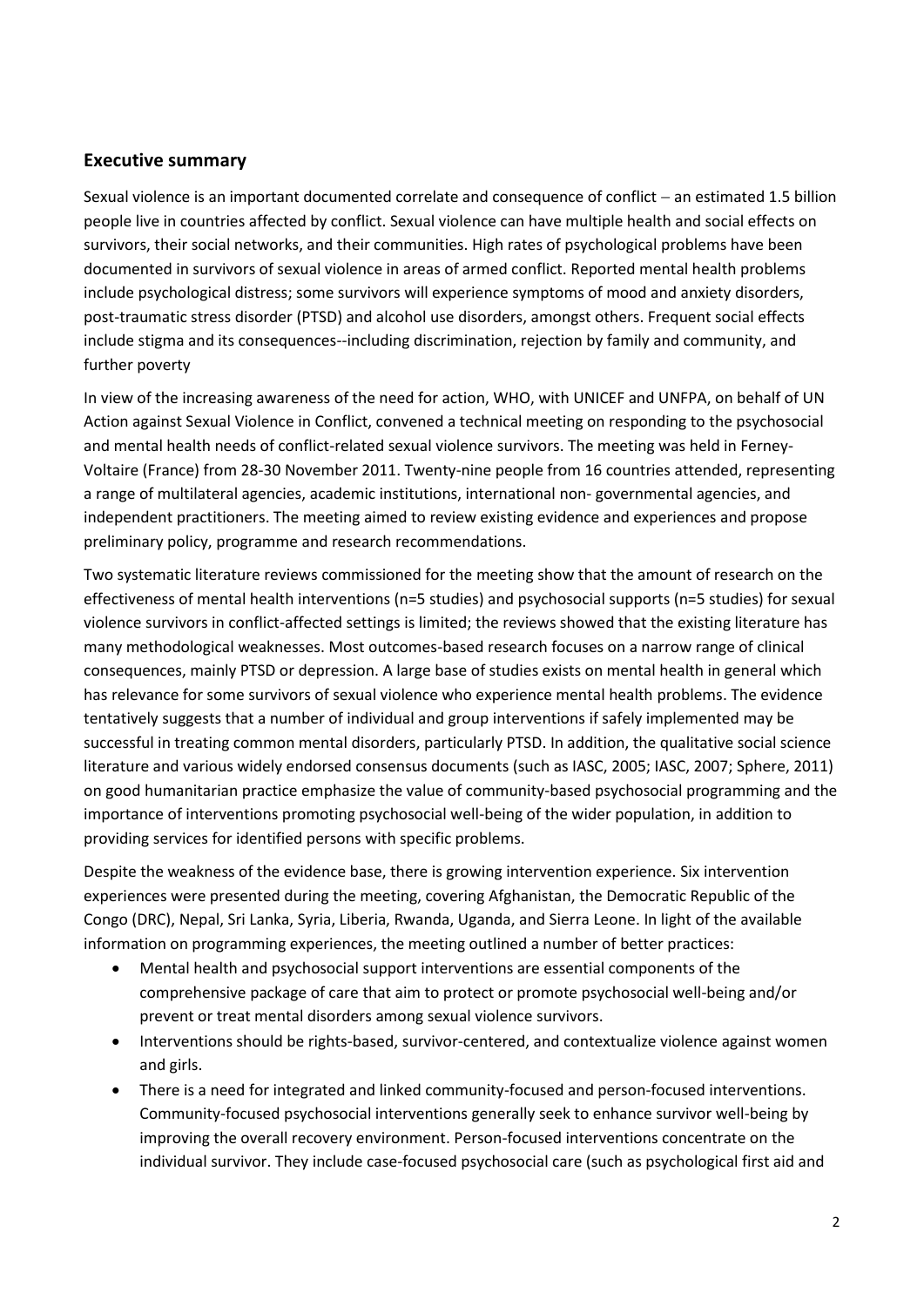## Executive summary

Sexual violence is an important documented correlate and consequence of conflict – an estimated 1.5 billion people live in countries affected by conflict. Sexual violence can have multiple health and social effects on survivors, their social networks, and their communities. High rates of psychological problems have been documented in survivors of sexual violence in areas of armed conflict. Reported mental health problems include psychological distress; some survivors will experience symptoms of mood and anxiety disorders, post-traumatic stress disorder (PTSD) and alcohol use disorders, amongst others. Frequent social effects include stigma and its consequences--including discrimination, rejection by family and community, and further poverty

In view of the increasing awareness of the need for action, WHO, with UNICEF and UNFPA, on behalf of UN Action against Sexual Violence in Conflict, convened a technical meeting on responding to the psychosocial and mental health needs of conflict-related sexual violence survivors. The meeting was held in Ferney-Voltaire (France) from 28-30 November 2011. Twenty-nine people from 16 countries attended, representing a range of multilateral agencies, academic institutions, international non- governmental agencies, and independent practitioners. The meeting aimed to review existing evidence and experiences and propose preliminary policy, programme and research recommendations.

Two systematic literature reviews commissioned for the meeting show that the amount of research on the effectiveness of mental health interventions (n=5 studies) and psychosocial supports (n=5 studies) for sexual violence survivors in conflict-affected settings is limited; the reviews showed that the existing literature has many methodological weaknesses. Most outcomes-based research focuses on a narrow range of clinical consequences, mainly PTSD or depression. A large base of studies exists on mental health in general which has relevance for some survivors of sexual violence who experience mental health problems. The evidence tentatively suggests that a number of individual and group interventions if safely implemented may be successful in treating common mental disorders, particularly PTSD. In addition, the qualitative social science literature and various widely endorsed consensus documents (such as IASC, 2005; IASC, 2007; Sphere, 2011) on good humanitarian practice emphasize the value of community-based psychosocial programming and the importance of interventions promoting psychosocial well-being of the wider population, in addition to providing services for identified persons with specific problems.

Despite the weakness of the evidence base, there is growing intervention experience. Six intervention experiences were presented during the meeting, covering Afghanistan, the Democratic Republic of the Congo (DRC), Nepal, Sri Lanka, Syria, Liberia, Rwanda, Uganda, and Sierra Leone. In light of the available information on programming experiences, the meeting outlined a number of better practices:

- Mental health and psychosocial support interventions are essential components of the comprehensive package of care that aim to protect or promote psychosocial well-being and/or prevent or treat mental disorders among sexual violence survivors.
- Interventions should be rights-based, survivor-centered, and contextualize violence against women and girls.
- There is a need for integrated and linked community-focused and person-focused interventions. Community-focused psychosocial interventions generally seek to enhance survivor well-being by improving the overall recovery environment. Person-focused interventions concentrate on the individual survivor. They include case-focused psychosocial care (such as psychological first aid and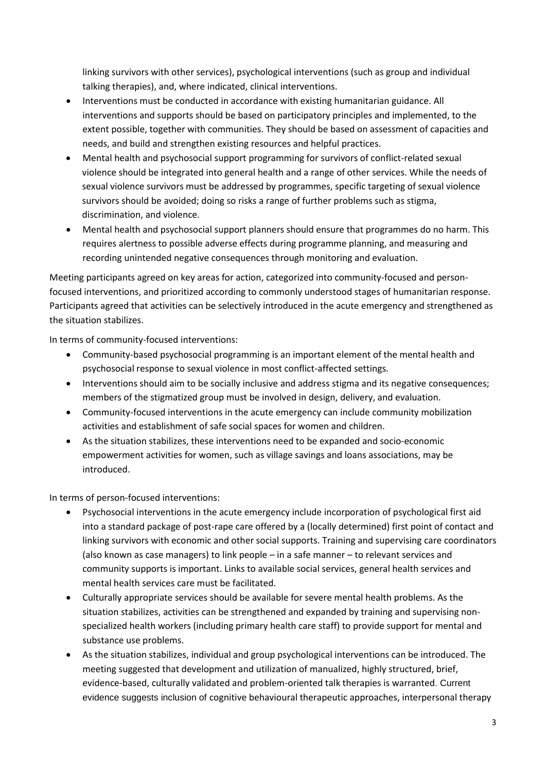linking survivors with other services), psychological interventions (such as group and individual talking therapies), and, where indicated, clinical interventions.

- Interventions must be conducted in accordance with existing humanitarian guidance. All interventions and supports should be based on participatory principles and implemented, to the extent possible, together with communities. They should be based on assessment of capacities and needs, and build and strengthen existing resources and helpful practices.
- Mental health and psychosocial support programming for survivors of conflict-related sexual violence should be integrated into general health and a range of other services. While the needs of sexual violence survivors must be addressed by programmes, specific targeting of sexual violence survivors should be avoided; doing so risks a range of further problems such as stigma, discrimination, and violence.
- Mental health and psychosocial support planners should ensure that programmes do no harm. This requires alertness to possible adverse effects during programme planning, and measuring and recording unintended negative consequences through monitoring and evaluation.

Meeting participants agreed on key areas for action, categorized into community-focused and person-focused interventions, and prioritized according to commonly understood stages of humanitarian response. Participants agreed that activities can be selectively introduced in the acute emergency and strengthened as the situation stabilizes.

In terms of community-focused interventions:

- Community-based psychosocial programming is an important element of the mental health and psychosocial response to sexual violence in most conflict-affected settings.
- Interventions should aim to be socially inclusive and address stigma and its negative consequences; members of the stigmatized group must be involved in design, delivery, and evaluation.
- Community-focused interventions in the acute emergency can include community mobilization activities and establishment of safe social spaces for women and children.
- As the situation stabilizes, these interventions need to be expanded and socio-economic empowerment activities for women, such as village savings and loans associations, may be introduced.

In terms of person-focused interventions:

- Psychosocial interventions in the acute emergency include incorporation of psychological first aid into a standard package of post-rape care offered by a (locally determined) first point of contact and linking survivors with economic and other social supports. Training and supervising care coordinators (also known as case managers) to link people – in a safe manner – to relevant services and community supports is important. Links to available social services, general health services and mental health services care must be facilitated.
- Culturally appropriate services should be available for severe mental health problems. As the situation stabilizes, activities can be strengthened and expanded by training and supervising non-specialized health workers (including primary health care staff) to provide support for mental and substance use problems.
- As the situation stabilizes, individual and group psychological interventions can be introduced. The meeting suggested that development and utilization of manualized, highly structured, brief, evidence-based, culturally validated and problem-oriented talk therapies is warranted. Current evidence suggests inclusion of cognitive behavioural therapeutic approaches, interpersonal therapy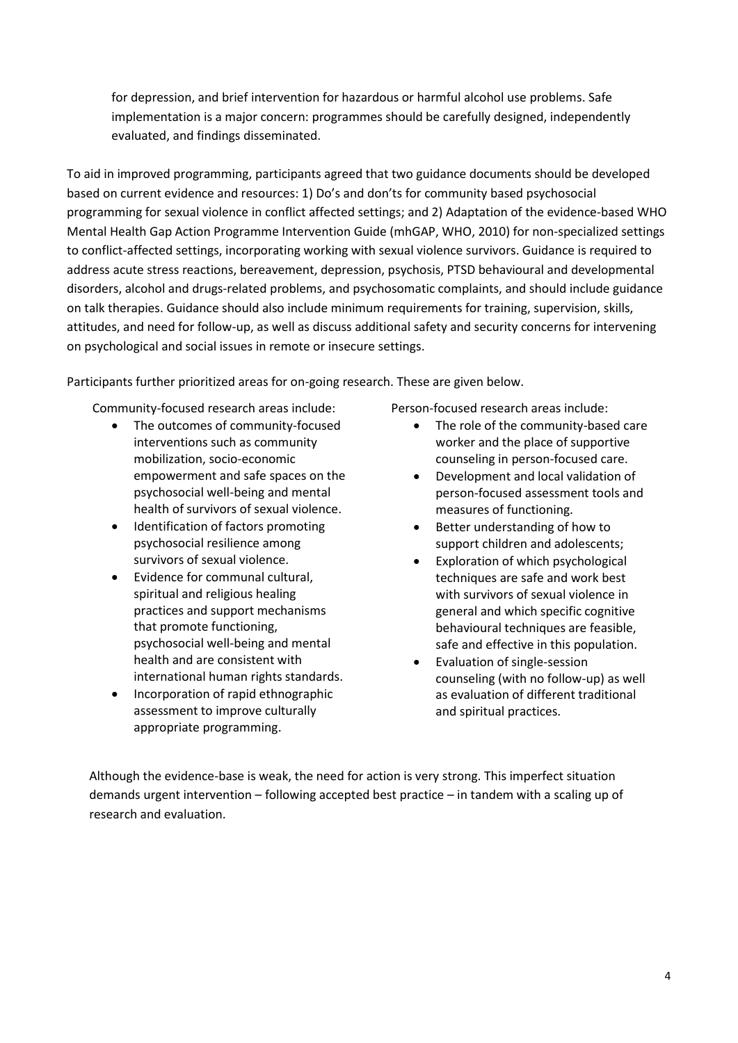for depression, and brief intervention for hazardous or harmful alcohol use problems. Safe implementation is a major concern: programmes should be carefully designed, independently evaluated, and findings disseminated.

To aid in improved programming, participants agreed that two guidance documents should be developed based on current evidence and resources: 1) Do's and don'ts for community based psychosocial programming for sexual violence in conflict affected settings; and 2) Adaptation of the evidence-based WHO Mental Health Gap Action Programme Intervention Guide (mhGAP, WHO, 2010) for non-specialized settings to conflict-affected settings, incorporating working with sexual violence survivors. Guidance is required to address acute stress reactions, bereavement, depression, psychosis, PTSD behavioural and developmental disorders, alcohol and drugs-related problems, and psychosomatic complaints, and should include guidance on talk therapies. Guidance should also include minimum requirements for training, supervision, skills, attitudes, and need for follow-up, as well as discuss additional safety and security concerns for intervening on psychological and social issues in remote or insecure settings.

Participants further prioritized areas for on-going research. These are given below.

Community-focused research areas include:

- The outcomes of community-focused interventions such as community mobilization, socio-economic empowerment and safe spaces on the psychosocial well-being and mental health of survivors of sexual violence.
- Identification of factors promoting psychosocial resilience among survivors of sexual violence.
- Evidence for communal cultural, spiritual and religious healing practices and support mechanisms that promote functioning, psychosocial well-being and mental health and are consistent with international human rights standards.
- Incorporation of rapid ethnographic assessment to improve culturally appropriate programming.

Person-focused research areas include:

- The role of the community-based care worker and the place of supportive counseling in person-focused care.
- Development and local validation of person-focused assessment tools and measures of functioning.
- Better understanding of how to support children and adolescents;
- Exploration of which psychological techniques are safe and work best with survivors of sexual violence in general and which specific cognitive behavioural techniques are feasible, safe and effective in this population.
- Evaluation of single-session counseling (with no follow-up) as well as evaluation of different traditional and spiritual practices.

Although the evidence-base is weak, the need for action is very strong. This imperfect situation demands urgent intervention – following accepted best practice – in tandem with a scaling up of research and evaluation.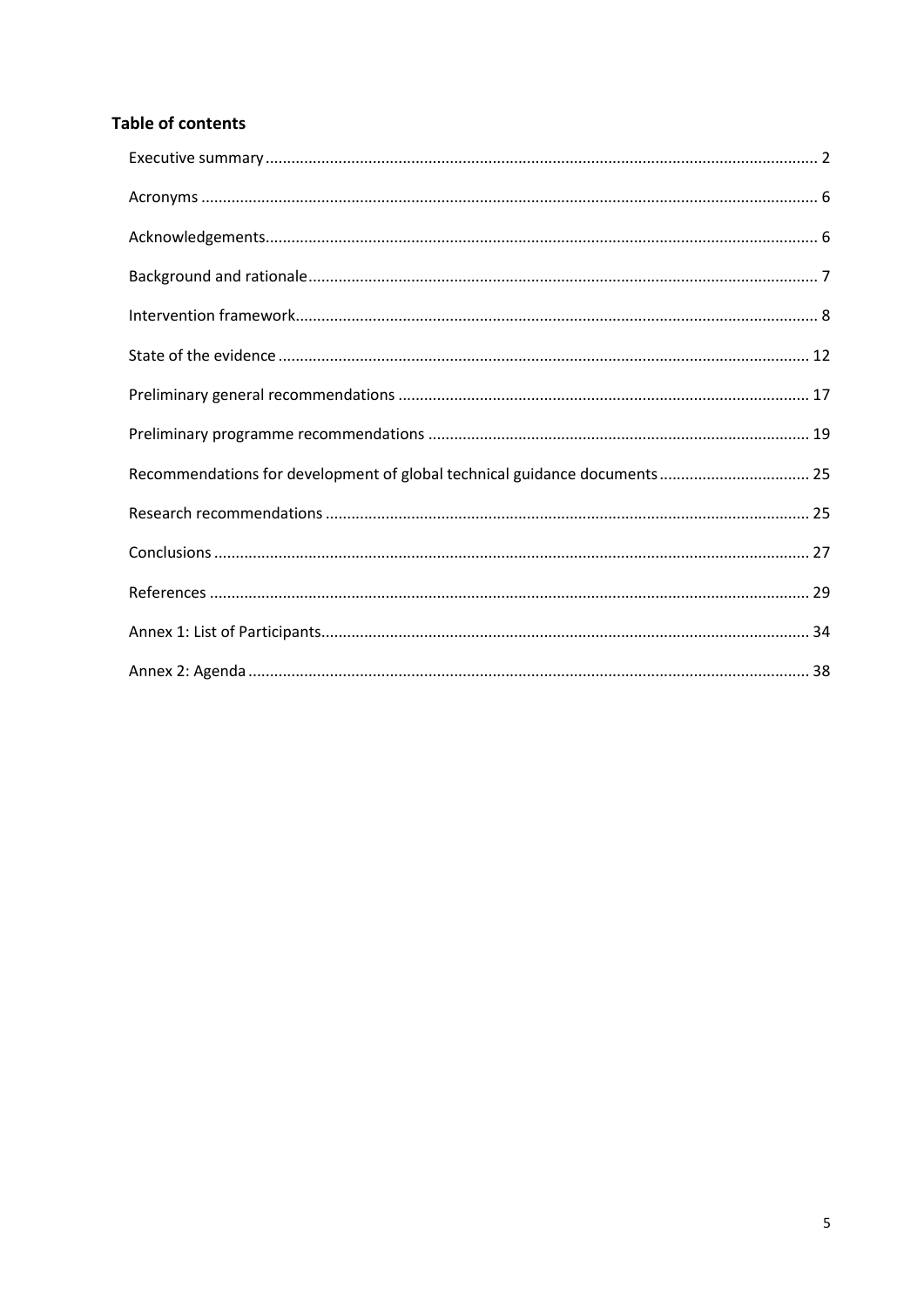## Table of contents

| Section | Page |
|---|---|
| Executive summary | 2 |
| Acronyms | 6 |
| Acknowledgements | 6 |
| Background and rationale | 7 |
| Intervention framework | 8 |
| State of the evidence | 12 |
| Preliminary general recommendations | 17 |
| Preliminary programme recommendations | 19 |
| Recommendations for development of global technical guidance documents | 25 |
| Research recommendations | 25 |
| Conclusions | 27 |
| References | 29 |
| Annex 1: List of Participants | 34 |
| Annex 2: Agenda | 38 |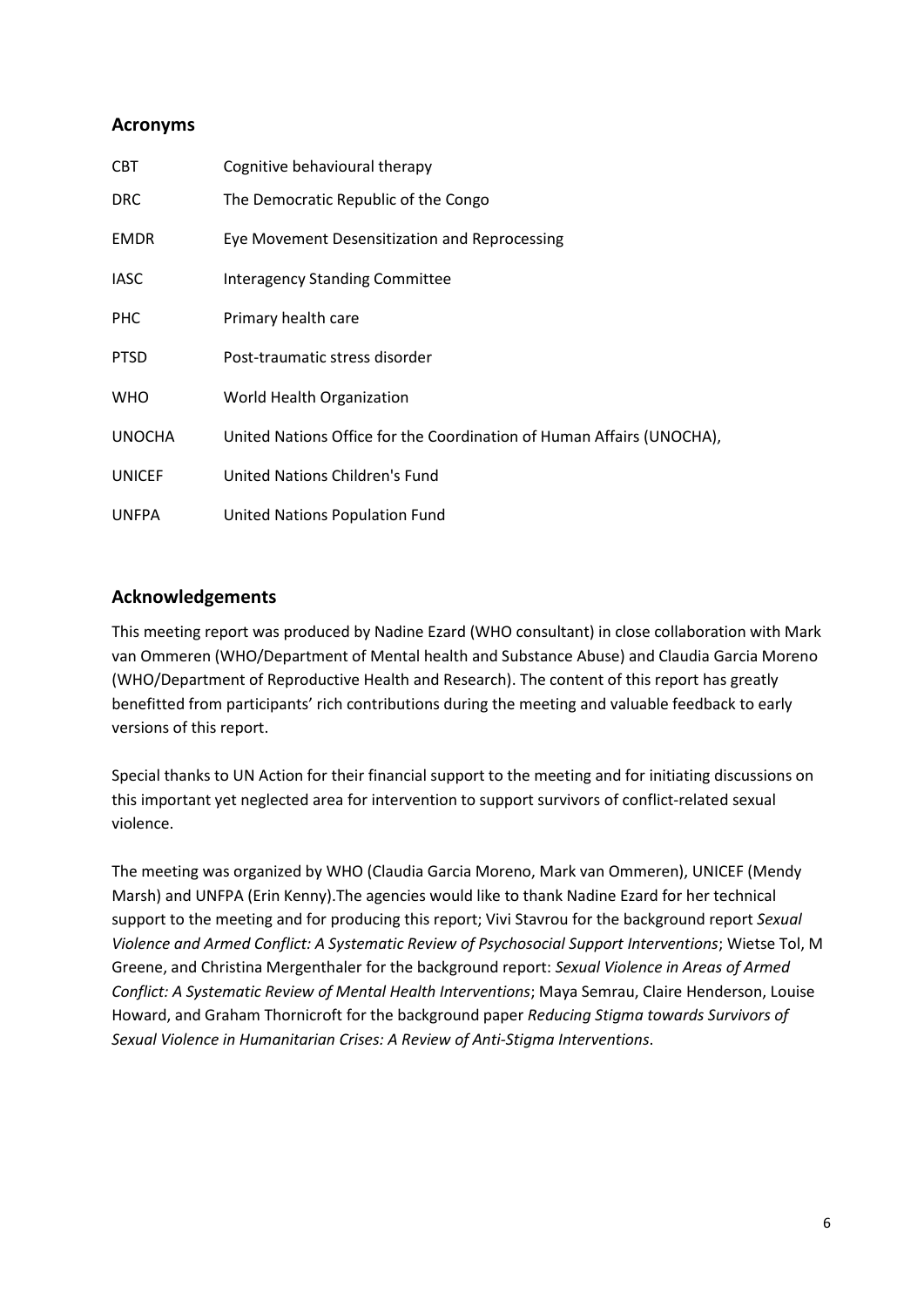## Acronyms

| | |
|---|---|
| CBT | Cognitive behavioural therapy |
| DRC | The Democratic Republic of the Congo |
| EMDR | Eye Movement Desensitization and Reprocessing |
| IASC | Interagency Standing Committee |
| PHC | Primary health care |
| PTSD | Post-traumatic stress disorder |
| WHO | World Health Organization |
| UNOCHA | United Nations Office for the Coordination of Human Affairs (UNOCHA), |
| UNICEF | United Nations Children's Fund |
| UNFPA | United Nations Population Fund |

## Acknowledgements

This meeting report was produced by Nadine Ezard (WHO consultant) in close collaboration with Mark van Ommeren (WHO/Department of Mental health and Substance Abuse) and Claudia Garcia Moreno (WHO/Department of Reproductive Health and Research). The content of this report has greatly benefitted from participants' rich contributions during the meeting and valuable feedback to early versions of this report.

Special thanks to UN Action for their financial support to the meeting and for initiating discussions on this important yet neglected area for intervention to support survivors of conflict-related sexual violence.

The meeting was organized by WHO (Claudia Garcia Moreno, Mark van Ommeren), UNICEF (Mendy Marsh) and UNFPA (Erin Kenny).The agencies would like to thank Nadine Ezard for her technical support to the meeting and for producing this report; Vivi Stavrou for the background report *Sexual Violence and Armed Conflict: A Systematic Review of Psychosocial Support Interventions*; Wietse Tol, M Greene, and Christina Mergenthaler for the background report: *Sexual Violence in Areas of Armed Conflict: A Systematic Review of Mental Health Interventions*; Maya Semrau, Claire Henderson, Louise Howard, and Graham Thornicroft for the background paper *Reducing Stigma towards Survivors of Sexual Violence in Humanitarian Crises: A Review of Anti-Stigma Interventions*.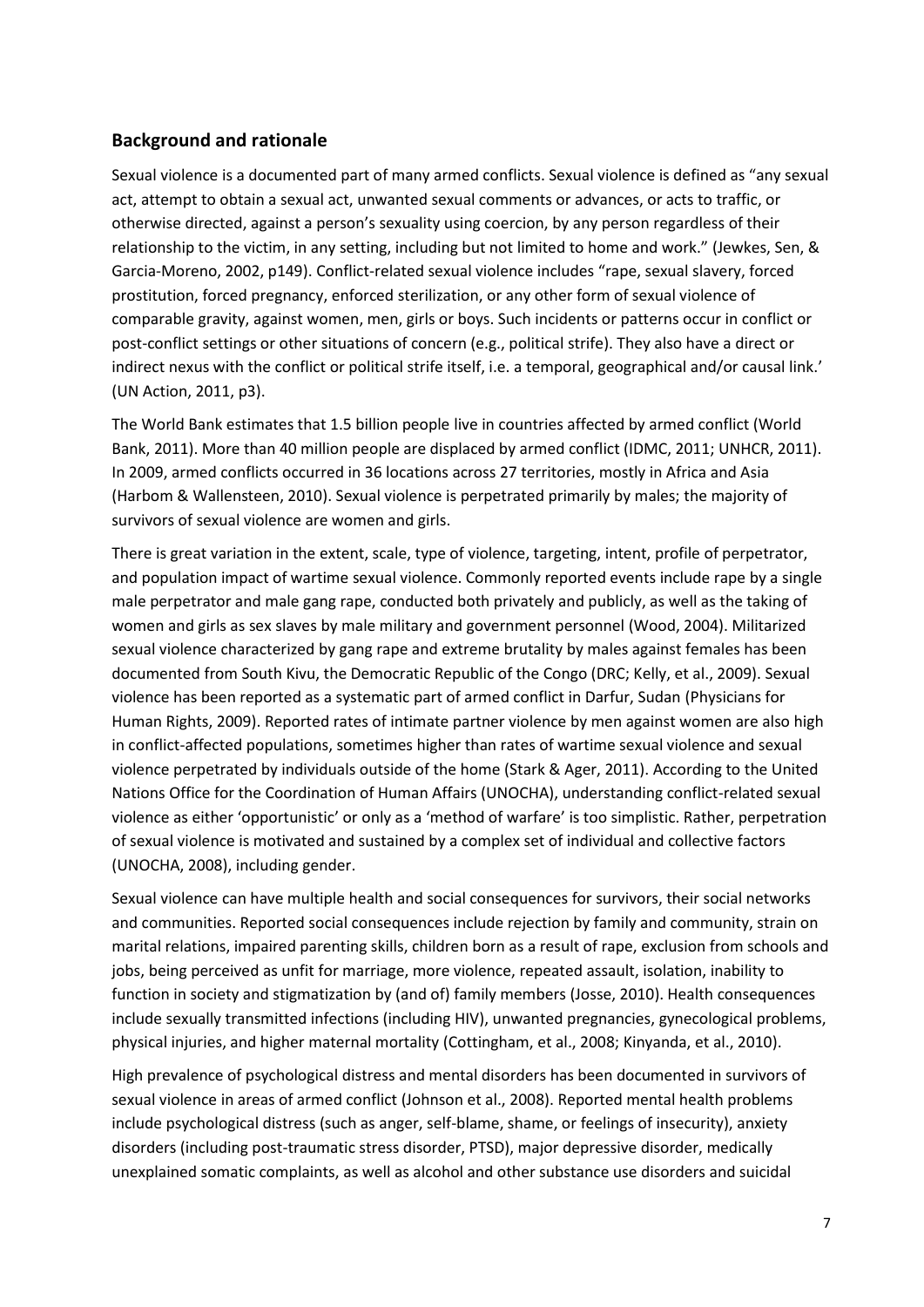## Background and rationale

Sexual violence is a documented part of many armed conflicts. Sexual violence is defined as "any sexual act, attempt to obtain a sexual act, unwanted sexual comments or advances, or acts to traffic, or otherwise directed, against a person's sexuality using coercion, by any person regardless of their relationship to the victim, in any setting, including but not limited to home and work." (Jewkes, Sen, & Garcia-Moreno, 2002, p149). Conflict-related sexual violence includes "rape, sexual slavery, forced prostitution, forced pregnancy, enforced sterilization, or any other form of sexual violence of comparable gravity, against women, men, girls or boys. Such incidents or patterns occur in conflict or post-conflict settings or other situations of concern (e.g., political strife). They also have a direct or indirect nexus with the conflict or political strife itself, i.e. a temporal, geographical and/or causal link.' (UN Action, 2011, p3).

The World Bank estimates that 1.5 billion people live in countries affected by armed conflict (World Bank, 2011). More than 40 million people are displaced by armed conflict (IDMC, 2011; UNHCR, 2011). In 2009, armed conflicts occurred in 36 locations across 27 territories, mostly in Africa and Asia (Harbom & Wallensteen, 2010). Sexual violence is perpetrated primarily by males; the majority of survivors of sexual violence are women and girls.

There is great variation in the extent, scale, type of violence, targeting, intent, profile of perpetrator, and population impact of wartime sexual violence. Commonly reported events include rape by a single male perpetrator and male gang rape, conducted both privately and publicly, as well as the taking of women and girls as sex slaves by male military and government personnel (Wood, 2004). Militarized sexual violence characterized by gang rape and extreme brutality by males against females has been documented from South Kivu, the Democratic Republic of the Congo (DRC; Kelly, et al., 2009). Sexual violence has been reported as a systematic part of armed conflict in Darfur, Sudan (Physicians for Human Rights, 2009). Reported rates of intimate partner violence by men against women are also high in conflict-affected populations, sometimes higher than rates of wartime sexual violence and sexual violence perpetrated by individuals outside of the home (Stark & Ager, 2011). According to the United Nations Office for the Coordination of Human Affairs (UNOCHA), understanding conflict-related sexual violence as either 'opportunistic' or only as a 'method of warfare' is too simplistic. Rather, perpetration of sexual violence is motivated and sustained by a complex set of individual and collective factors (UNOCHA, 2008), including gender.

Sexual violence can have multiple health and social consequences for survivors, their social networks and communities. Reported social consequences include rejection by family and community, strain on marital relations, impaired parenting skills, children born as a result of rape, exclusion from schools and jobs, being perceived as unfit for marriage, more violence, repeated assault, isolation, inability to function in society and stigmatization by (and of) family members (Josse, 2010). Health consequences include sexually transmitted infections (including HIV), unwanted pregnancies, gynecological problems, physical injuries, and higher maternal mortality (Cottingham, et al., 2008; Kinyanda, et al., 2010).

High prevalence of psychological distress and mental disorders has been documented in survivors of sexual violence in areas of armed conflict (Johnson et al., 2008). Reported mental health problems include psychological distress (such as anger, self-blame, shame, or feelings of insecurity), anxiety disorders (including post-traumatic stress disorder, PTSD), major depressive disorder, medically unexplained somatic complaints, as well as alcohol and other substance use disorders and suicidal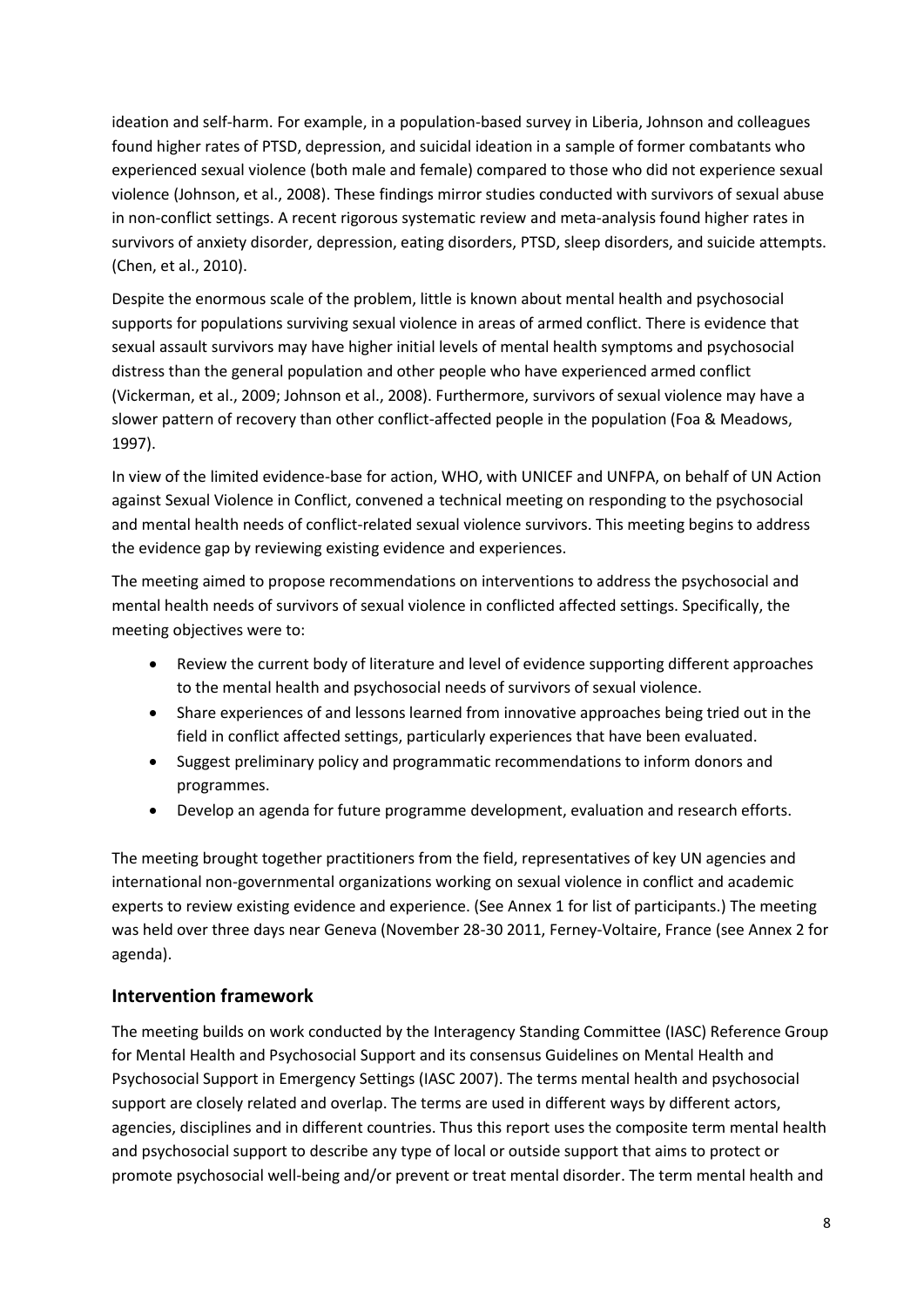ideation and self-harm. For example, in a population-based survey in Liberia, Johnson and colleagues found higher rates of PTSD, depression, and suicidal ideation in a sample of former combatants who experienced sexual violence (both male and female) compared to those who did not experience sexual violence (Johnson, et al., 2008). These findings mirror studies conducted with survivors of sexual abuse in non-conflict settings. A recent rigorous systematic review and meta-analysis found higher rates in survivors of anxiety disorder, depression, eating disorders, PTSD, sleep disorders, and suicide attempts. (Chen, et al., 2010).

Despite the enormous scale of the problem, little is known about mental health and psychosocial supports for populations surviving sexual violence in areas of armed conflict. There is evidence that sexual assault survivors may have higher initial levels of mental health symptoms and psychosocial distress than the general population and other people who have experienced armed conflict (Vickerman, et al., 2009; Johnson et al., 2008). Furthermore, survivors of sexual violence may have a slower pattern of recovery than other conflict-affected people in the population (Foa & Meadows, 1997).

In view of the limited evidence-base for action, WHO, with UNICEF and UNFPA, on behalf of UN Action against Sexual Violence in Conflict, convened a technical meeting on responding to the psychosocial and mental health needs of conflict-related sexual violence survivors. This meeting begins to address the evidence gap by reviewing existing evidence and experiences.

The meeting aimed to propose recommendations on interventions to address the psychosocial and mental health needs of survivors of sexual violence in conflicted affected settings. Specifically, the meeting objectives were to:

- Review the current body of literature and level of evidence supporting different approaches to the mental health and psychosocial needs of survivors of sexual violence.
- Share experiences of and lessons learned from innovative approaches being tried out in the field in conflict affected settings, particularly experiences that have been evaluated.
- Suggest preliminary policy and programmatic recommendations to inform donors and programmes.
- Develop an agenda for future programme development, evaluation and research efforts.

The meeting brought together practitioners from the field, representatives of key UN agencies and international non-governmental organizations working on sexual violence in conflict and academic experts to review existing evidence and experience. (See Annex 1 for list of participants.) The meeting was held over three days near Geneva (November 28-30 2011, Ferney-Voltaire, France (see Annex 2 for agenda).

## Intervention framework

The meeting builds on work conducted by the Interagency Standing Committee (IASC) Reference Group for Mental Health and Psychosocial Support and its consensus Guidelines on Mental Health and Psychosocial Support in Emergency Settings (IASC 2007). The terms mental health and psychosocial support are closely related and overlap. The terms are used in different ways by different actors, agencies, disciplines and in different countries. Thus this report uses the composite term mental health and psychosocial support to describe any type of local or outside support that aims to protect or promote psychosocial well-being and/or prevent or treat mental disorder. The term mental health and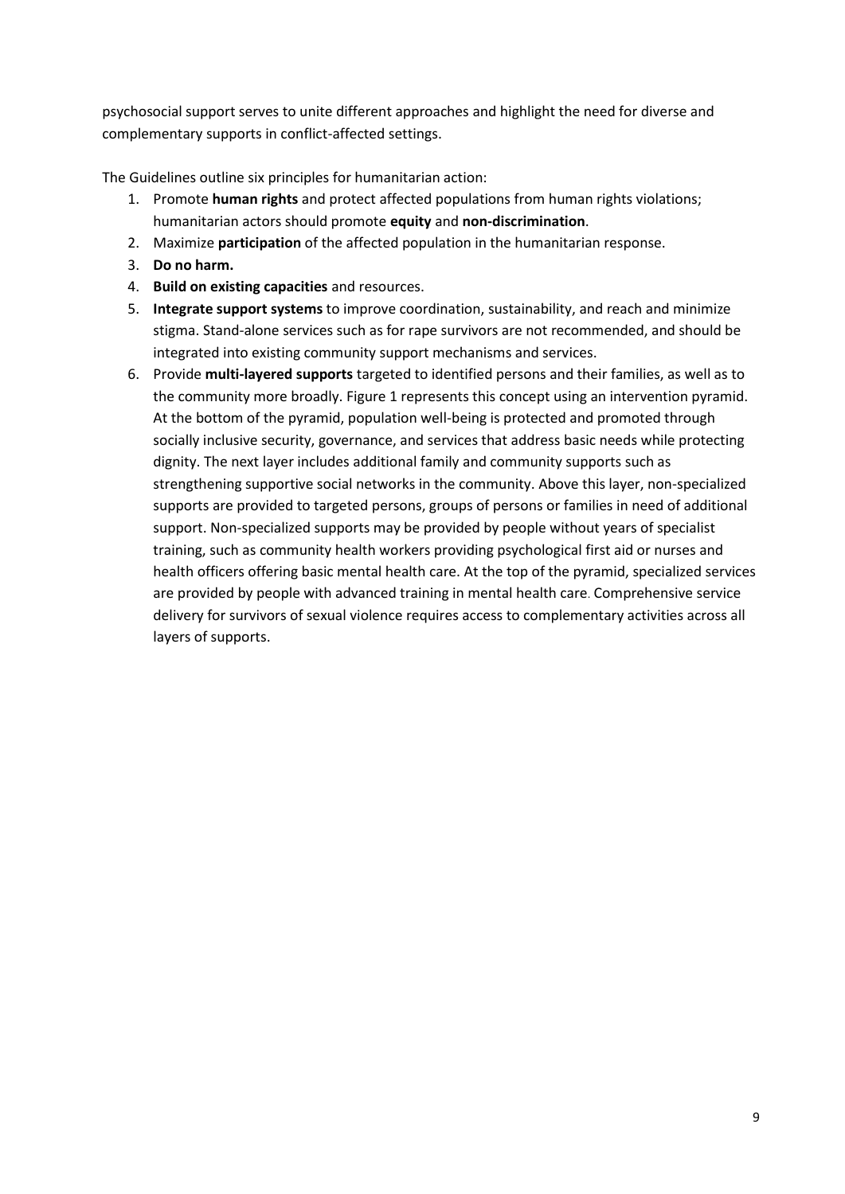psychosocial support serves to unite different approaches and highlight the need for diverse and complementary supports in conflict-affected settings.

The Guidelines outline six principles for humanitarian action:

1. Promote **human rights** and protect affected populations from human rights violations; humanitarian actors should promote **equity** and **non-discrimination**.
2. Maximize **participation** of the affected population in the humanitarian response.
3. **Do no harm.**
4. **Build on existing capacities** and resources.
5. **Integrate support systems** to improve coordination, sustainability, and reach and minimize stigma. Stand-alone services such as for rape survivors are not recommended, and should be integrated into existing community support mechanisms and services.
6. Provide **multi-layered supports** targeted to identified persons and their families, as well as to the community more broadly. Figure 1 represents this concept using an intervention pyramid. At the bottom of the pyramid, population well-being is protected and promoted through socially inclusive security, governance, and services that address basic needs while protecting dignity. The next layer includes additional family and community supports such as strengthening supportive social networks in the community. Above this layer, non-specialized supports are provided to targeted persons, groups of persons or families in need of additional support. Non-specialized supports may be provided by people without years of specialist training, such as community health workers providing psychological first aid or nurses and health officers offering basic mental health care. At the top of the pyramid, specialized services are provided by people with advanced training in mental health care. Comprehensive service delivery for survivors of sexual violence requires access to complementary activities across all layers of supports.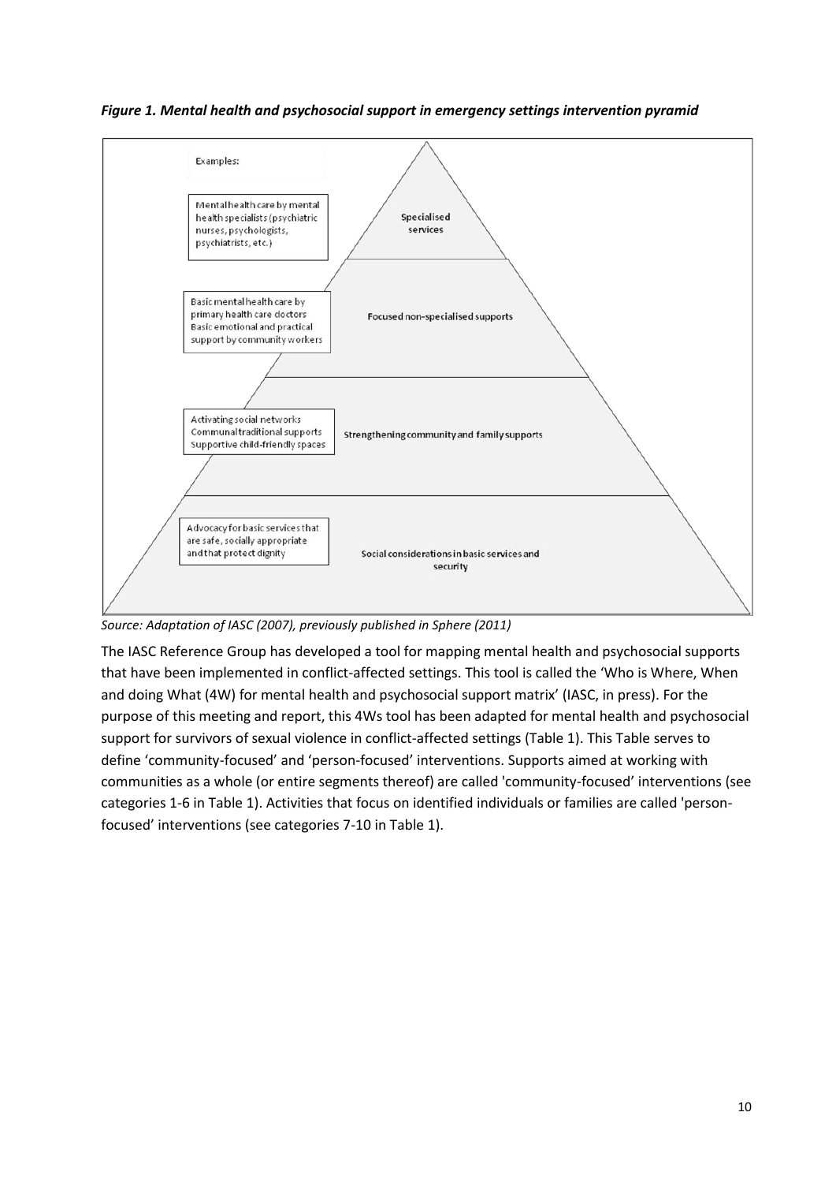*Figure 1. Mental health and psychosocial support in emergency settings intervention pyramid*

Examples:

| Examples | Pyramid level |
| --- | --- |
| Mental health care by mental health specialists (psychiatric nurses, psychologists, psychiatrists, etc.) | Specialised services |
| Basic mental health care by primary health care doctors<br>Basic emotional and practical support by community workers | Focused non-specialised supports |
| Activating social networks<br>Communal traditional supports<br>Supportive child-friendly spaces | Strengthening community and family supports |
| Advocacy for basic services that are safe, socially appropriate and that protect dignity | Social considerations in basic services and security |

*Source: Adaptation of IASC (2007), previously published in Sphere (2011)*

The IASC Reference Group has developed a tool for mapping mental health and psychosocial supports that have been implemented in conflict-affected settings. This tool is called the 'Who is Where, When and doing What (4W) for mental health and psychosocial support matrix' (IASC, in press). For the purpose of this meeting and report, this 4Ws tool has been adapted for mental health and psychosocial support for survivors of sexual violence in conflict-affected settings (Table 1). This Table serves to define 'community-focused' and 'person-focused' interventions. Supports aimed at working with communities as a whole (or entire segments thereof) are called 'community-focused' interventions (see categories 1-6 in Table 1). Activities that focus on identified individuals or families are called 'person-focused' interventions (see categories 7-10 in Table 1).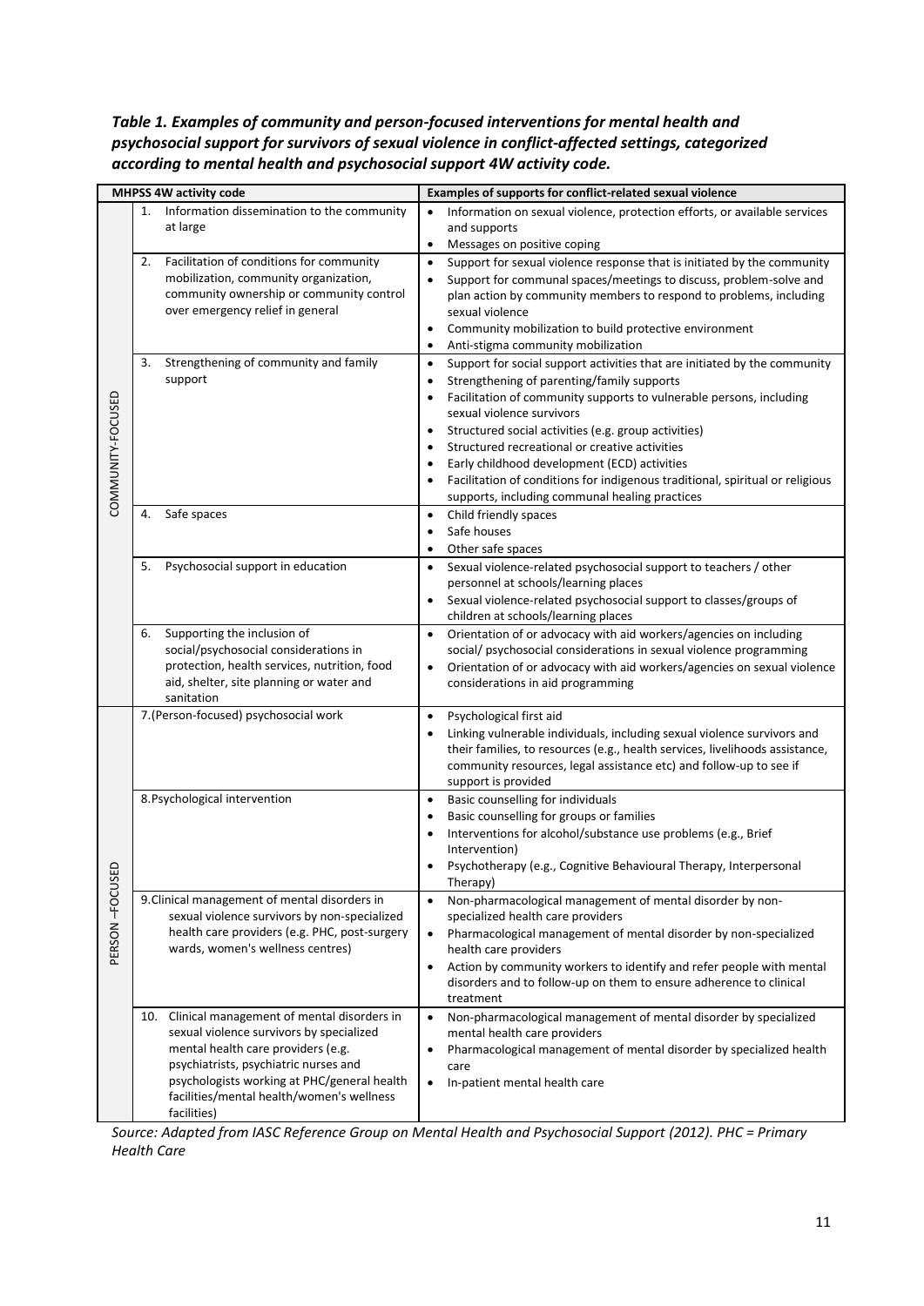*Table 1. Examples of community and person-focused interventions for mental health and psychosocial support for survivors of sexual violence in conflict-affected settings, categorized according to mental health and psychosocial support 4W activity code.*

| | MHPSS 4W activity code | Examples of supports for conflict-related sexual violence |
|---|---|---|
| COMMUNITY-FOCUSED | 1. Information dissemination to the community at large | • Information on sexual violence, protection efforts, or available services and supports<br>• Messages on positive coping |
| | 2. Facilitation of conditions for community mobilization, community organization, community ownership or community control over emergency relief in general | • Support for sexual violence response that is initiated by the community<br>• Support for communal spaces/meetings to discuss, problem-solve and plan action by community members to respond to problems, including sexual violence<br>• Community mobilization to build protective environment<br>• Anti-stigma community mobilization |
| | 3. Strengthening of community and family support | • Support for social support activities that are initiated by the community<br>• Strengthening of parenting/family supports<br>• Facilitation of community supports to vulnerable persons, including sexual violence survivors<br>• Structured social activities (e.g. group activities)<br>• Structured recreational or creative activities<br>• Early childhood development (ECD) activities<br>• Facilitation of conditions for indigenous traditional, spiritual or religious supports, including communal healing practices |
| | 4. Safe spaces | • Child friendly spaces<br>• Safe houses<br>• Other safe spaces |
| | 5. Psychosocial support in education | • Sexual violence-related psychosocial support to teachers / other personnel at schools/learning places<br>• Sexual violence-related psychosocial support to classes/groups of children at schools/learning places |
| | 6. Supporting the inclusion of social/psychosocial considerations in protection, health services, nutrition, food aid, shelter, site planning or water and sanitation | • Orientation of or advocacy with aid workers/agencies on including social/ psychosocial considerations in sexual violence programming<br>• Orientation of or advocacy with aid workers/agencies on sexual violence considerations in aid programming |
| PERSON –FOCUSED | 7.(Person-focused) psychosocial work | • Psychological first aid<br>• Linking vulnerable individuals, including sexual violence survivors and their families, to resources (e.g., health services, livelihoods assistance, community resources, legal assistance etc) and follow-up to see if support is provided |
| | 8.Psychological intervention | • Basic counselling for individuals<br>• Basic counselling for groups or families<br>• Interventions for alcohol/substance use problems (e.g., Brief Intervention)<br>• Psychotherapy (e.g., Cognitive Behavioural Therapy, Interpersonal Therapy) |
| | 9.Clinical management of mental disorders in sexual violence survivors by non-specialized health care providers (e.g. PHC, post-surgery wards, women's wellness centres) | • Non-pharmacological management of mental disorder by non-specialized health care providers<br>• Pharmacological management of mental disorder by non-specialized health care providers<br>• Action by community workers to identify and refer people with mental disorders and to follow-up on them to ensure adherence to clinical treatment |
| | 10. Clinical management of mental disorders in sexual violence survivors by specialized mental health care providers (e.g. psychiatrists, psychiatric nurses and psychologists working at PHC/general health facilities/mental health/women's wellness facilities) | • Non-pharmacological management of mental disorder by specialized mental health care providers<br>• Pharmacological management of mental disorder by specialized health care<br>• In-patient mental health care |

*Source: Adapted from IASC Reference Group on Mental Health and Psychosocial Support (2012). PHC = Primary Health Care*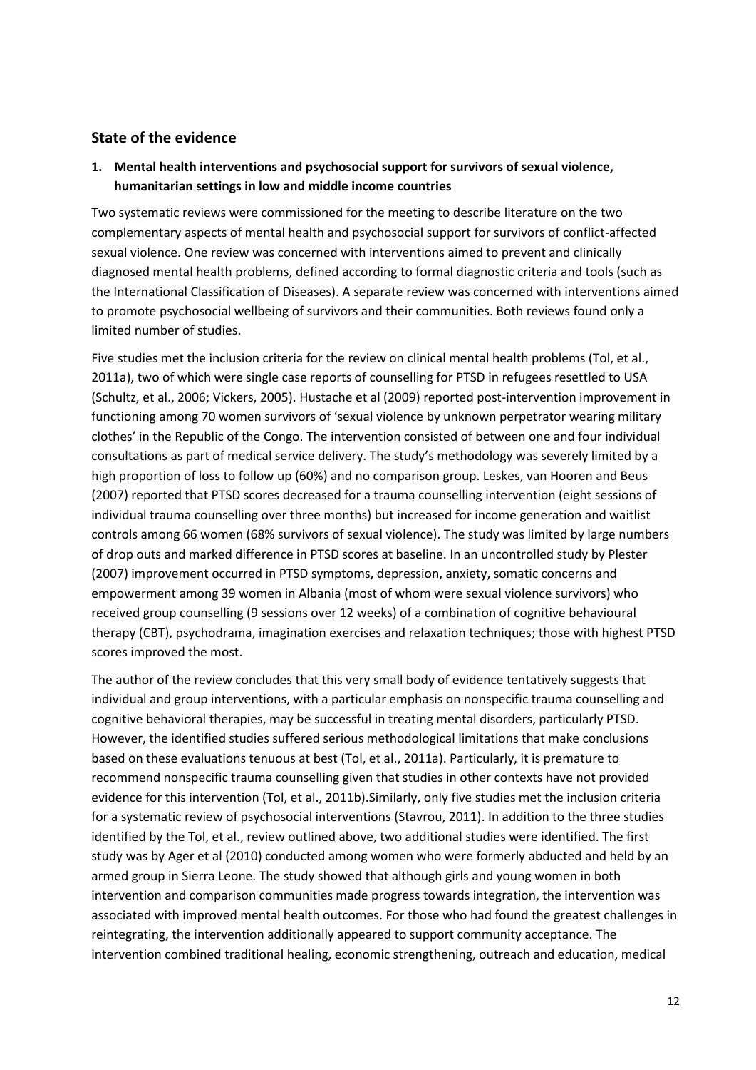## State of the evidence

### 1. Mental health interventions and psychosocial support for survivors of sexual violence, humanitarian settings in low and middle income countries

Two systematic reviews were commissioned for the meeting to describe literature on the two complementary aspects of mental health and psychosocial support for survivors of conflict-affected sexual violence. One review was concerned with interventions aimed to prevent and clinically diagnosed mental health problems, defined according to formal diagnostic criteria and tools (such as the International Classification of Diseases). A separate review was concerned with interventions aimed to promote psychosocial wellbeing of survivors and their communities. Both reviews found only a limited number of studies.

Five studies met the inclusion criteria for the review on clinical mental health problems (Tol, et al., 2011a), two of which were single case reports of counselling for PTSD in refugees resettled to USA (Schultz, et al., 2006; Vickers, 2005). Hustache et al (2009) reported post-intervention improvement in functioning among 70 women survivors of 'sexual violence by unknown perpetrator wearing military clothes' in the Republic of the Congo. The intervention consisted of between one and four individual consultations as part of medical service delivery. The study's methodology was severely limited by a high proportion of loss to follow up (60%) and no comparison group. Leskes, van Hooren and Beus (2007) reported that PTSD scores decreased for a trauma counselling intervention (eight sessions of individual trauma counselling over three months) but increased for income generation and waitlist controls among 66 women (68% survivors of sexual violence). The study was limited by large numbers of drop outs and marked difference in PTSD scores at baseline. In an uncontrolled study by Plester (2007) improvement occurred in PTSD symptoms, depression, anxiety, somatic concerns and empowerment among 39 women in Albania (most of whom were sexual violence survivors) who received group counselling (9 sessions over 12 weeks) of a combination of cognitive behavioural therapy (CBT), psychodrama, imagination exercises and relaxation techniques; those with highest PTSD scores improved the most.

The author of the review concludes that this very small body of evidence tentatively suggests that individual and group interventions, with a particular emphasis on nonspecific trauma counselling and cognitive behavioral therapies, may be successful in treating mental disorders, particularly PTSD. However, the identified studies suffered serious methodological limitations that make conclusions based on these evaluations tenuous at best (Tol, et al., 2011a). Particularly, it is premature to recommend nonspecific trauma counselling given that studies in other contexts have not provided evidence for this intervention (Tol, et al., 2011b).Similarly, only five studies met the inclusion criteria for a systematic review of psychosocial interventions (Stavrou, 2011). In addition to the three studies identified by the Tol, et al., review outlined above, two additional studies were identified. The first study was by Ager et al (2010) conducted among women who were formerly abducted and held by an armed group in Sierra Leone. The study showed that although girls and young women in both intervention and comparison communities made progress towards integration, the intervention was associated with improved mental health outcomes. For those who had found the greatest challenges in reintegrating, the intervention additionally appeared to support community acceptance. The intervention combined traditional healing, economic strengthening, outreach and education, medical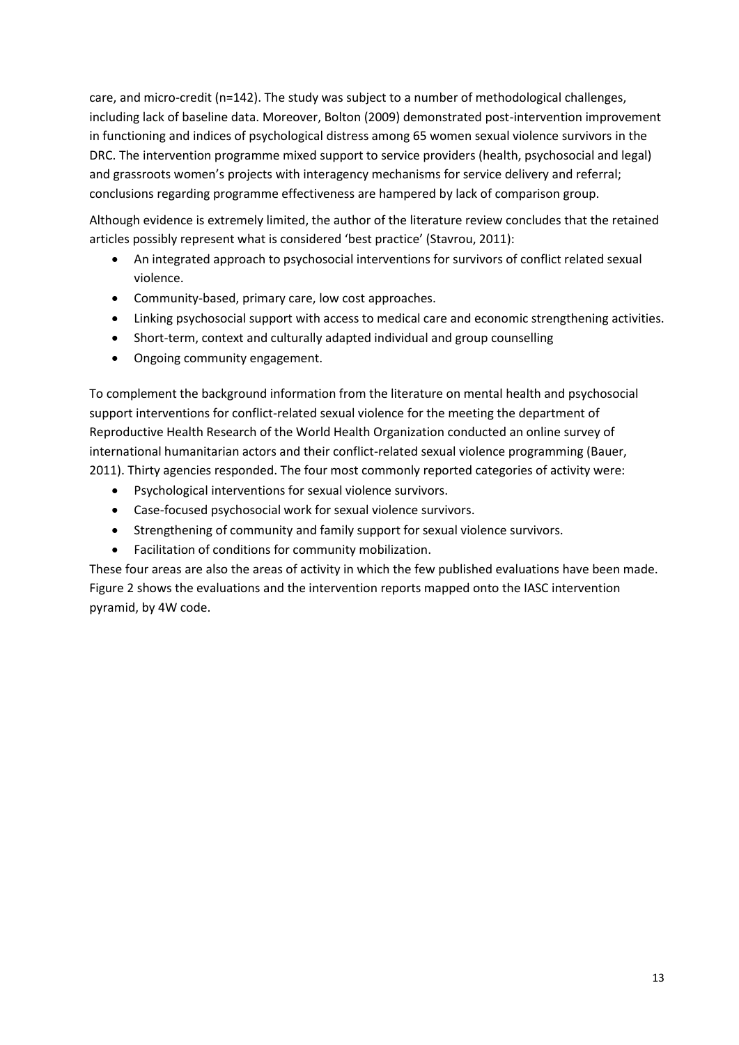care, and micro-credit (n=142). The study was subject to a number of methodological challenges, including lack of baseline data. Moreover, Bolton (2009) demonstrated post-intervention improvement in functioning and indices of psychological distress among 65 women sexual violence survivors in the DRC. The intervention programme mixed support to service providers (health, psychosocial and legal) and grassroots women's projects with interagency mechanisms for service delivery and referral; conclusions regarding programme effectiveness are hampered by lack of comparison group.

Although evidence is extremely limited, the author of the literature review concludes that the retained articles possibly represent what is considered 'best practice' (Stavrou, 2011):

- An integrated approach to psychosocial interventions for survivors of conflict related sexual violence.
- Community-based, primary care, low cost approaches.
- Linking psychosocial support with access to medical care and economic strengthening activities.
- Short-term, context and culturally adapted individual and group counselling
- Ongoing community engagement.

To complement the background information from the literature on mental health and psychosocial support interventions for conflict-related sexual violence for the meeting the department of Reproductive Health Research of the World Health Organization conducted an online survey of international humanitarian actors and their conflict-related sexual violence programming (Bauer, 2011). Thirty agencies responded. The four most commonly reported categories of activity were:

- Psychological interventions for sexual violence survivors.
- Case-focused psychosocial work for sexual violence survivors.
- Strengthening of community and family support for sexual violence survivors.
- Facilitation of conditions for community mobilization.

These four areas are also the areas of activity in which the few published evaluations have been made. Figure 2 shows the evaluations and the intervention reports mapped onto the IASC intervention pyramid, by 4W code.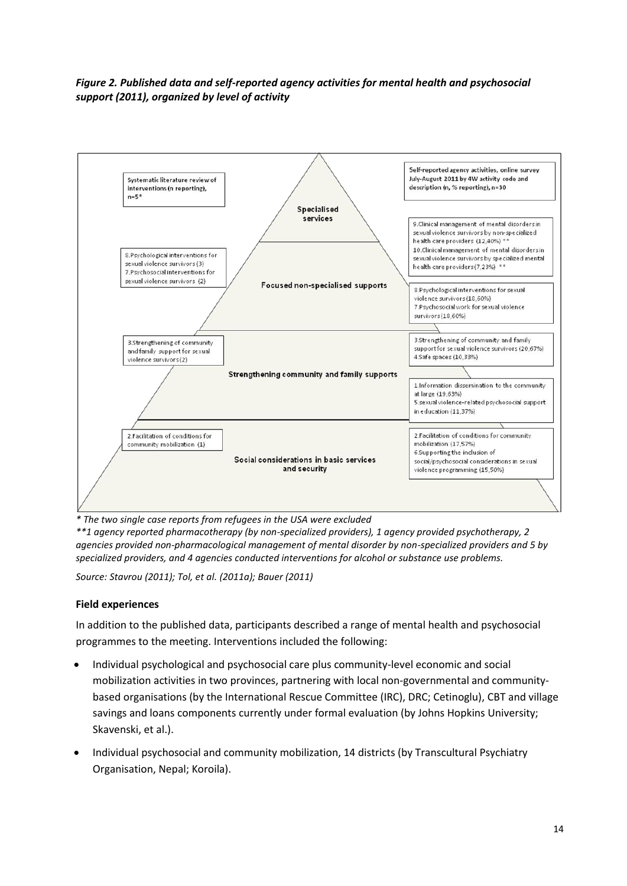***Figure 2. Published data and self-reported agency activities for mental health and psychosocial support (2011), organized by level of activity***

Systematic literature review of interventions (n reporting), n=5*

Self-reported agency activities, online survey July-August 2011 by 4W activity code and description (n, % reporting), n=30

**Specialised services**

9. Clinical management of mental disorders in sexual violence survivors by non-specialized health care providers (12,40%) **
10. Clinical management of mental disorders in sexual violence survivors by specialized mental health care providers (7,23%) **

**Focused non-specialised supports**

8. Psychological interventions for sexual violence survivors (3)
7. Psychosocial interventions for sexual violence survivors (2)

8. Psychological interventions for sexual violence survivors (18,60%)
7. Psychosocial work for sexual violence survivors (18,60%)

**Strengthening community and family supports**

3. Strengthening of community and family support for sexual violence survivors (2)

3. Strengthening of community and family support for sexual violence survivors (20,67%)
4. Safe spaces (10,33%)

1. Information dissemination to the community at large (19,63%)
5. sexual violence-related psychosocial support in education (11,37%)

**Social considerations in basic services and security**

2. Facilitation of conditions for community mobilization (1)

2. Facilitation of conditions for community mobilization (17,57%)
6. Supporting the inclusion of social/psychosocial considerations in sexual violence programming (15,50%)

*\* The two single case reports from refugees in the USA were excluded*

*\*\*1 agency reported pharmacotherapy (by non-specialized providers), 1 agency provided psychotherapy, 2 agencies provided non-pharmacological management of mental disorder by non-specialized providers and 5 by specialized providers, and 4 agencies conducted interventions for alcohol or substance use problems.*

*Source: Stavrou (2011); Tol, et al. (2011a); Bauer (2011)*

### Field experiences

In addition to the published data, participants described a range of mental health and psychosocial programmes to the meeting. Interventions included the following:

- Individual psychological and psychosocial care plus community-level economic and social mobilization activities in two provinces, partnering with local non-governmental and community-based organisations (by the International Rescue Committee (IRC), DRC; Cetinoglu), CBT and village savings and loans components currently under formal evaluation (by Johns Hopkins University; Skavenski, et al.).
- Individual psychosocial and community mobilization, 14 districts (by Transcultural Psychiatry Organisation, Nepal; Koroila).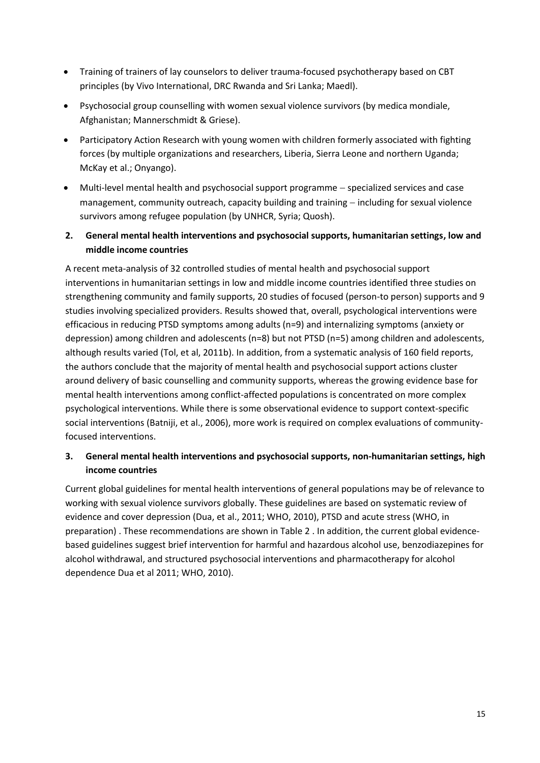- Training of trainers of lay counselors to deliver trauma-focused psychotherapy based on CBT principles (by Vivo International, DRC Rwanda and Sri Lanka; Maedl).
- Psychosocial group counselling with women sexual violence survivors (by medica mondiale, Afghanistan; Mannerschmidt & Griese).
- Participatory Action Research with young women with children formerly associated with fighting forces (by multiple organizations and researchers, Liberia, Sierra Leone and northern Uganda; McKay et al.; Onyango).
- Multi-level mental health and psychosocial support programme – specialized services and case management, community outreach, capacity building and training – including for sexual violence survivors among refugee population (by UNHCR, Syria; Quosh).

### 2. General mental health interventions and psychosocial supports, humanitarian settings, low and middle income countries

A recent meta-analysis of 32 controlled studies of mental health and psychosocial support interventions in humanitarian settings in low and middle income countries identified three studies on strengthening community and family supports, 20 studies of focused (person-to person) supports and 9 studies involving specialized providers. Results showed that, overall, psychological interventions were efficacious in reducing PTSD symptoms among adults (n=9) and internalizing symptoms (anxiety or depression) among children and adolescents (n=8) but not PTSD (n=5) among children and adolescents, although results varied (Tol, et al, 2011b). In addition, from a systematic analysis of 160 field reports, the authors conclude that the majority of mental health and psychosocial support actions cluster around delivery of basic counselling and community supports, whereas the growing evidence base for mental health interventions among conflict-affected populations is concentrated on more complex psychological interventions. While there is some observational evidence to support context-specific social interventions (Batniji, et al., 2006), more work is required on complex evaluations of community-focused interventions.

### 3. General mental health interventions and psychosocial supports, non-humanitarian settings, high income countries

Current global guidelines for mental health interventions of general populations may be of relevance to working with sexual violence survivors globally. These guidelines are based on systematic review of evidence and cover depression (Dua, et al., 2011; WHO, 2010), PTSD and acute stress (WHO, in preparation) . These recommendations are shown in Table 2 . In addition, the current global evidence-based guidelines suggest brief intervention for harmful and hazardous alcohol use, benzodiazepines for alcohol withdrawal, and structured psychosocial interventions and pharmacotherapy for alcohol dependence Dua et al 2011; WHO, 2010).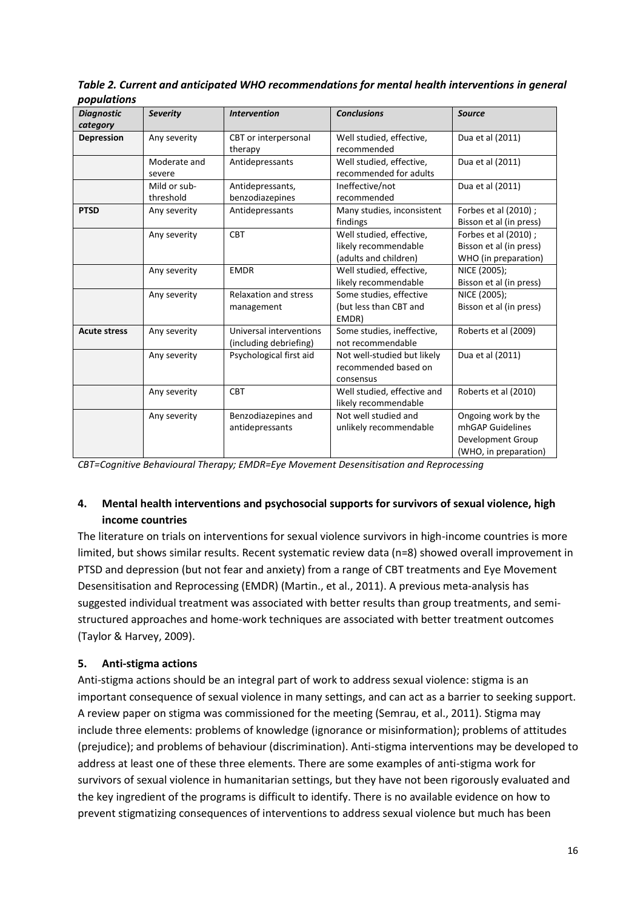***Table 2. Current and anticipated WHO recommendations for mental health interventions in general populations***

| ***Diagnostic category*** | ***Severity*** | ***Intervention*** | ***Conclusions*** | ***Source*** |
|---|---|---|---|---|
| **Depression** | Any severity | CBT or interpersonal therapy | Well studied, effective, recommended | Dua et al (2011) |
| | Moderate and severe | Antidepressants | Well studied, effective, recommended for adults | Dua et al (2011) |
| | Mild or sub-threshold | Antidepressants, benzodiazepines | Ineffective/not recommended | Dua et al (2011) |
| **PTSD** | Any severity | Antidepressants | Many studies, inconsistent findings | Forbes et al (2010) ; Bisson et al (in press) |
| | Any severity | CBT | Well studied, effective, likely recommendable (adults and children) | Forbes et al (2010) ; Bisson et al (in press) WHO (in preparation) |
| | Any severity | EMDR | Well studied, effective, likely recommendable | NICE (2005); Bisson et al (in press) |
| | Any severity | Relaxation and stress management | Some studies, effective (but less than CBT and EMDR) | NICE (2005); Bisson et al (in press) |
| **Acute stress** | Any severity | Universal interventions (including debriefing) | Some studies, ineffective, not recommendable | Roberts et al (2009) |
| | Any severity | Psychological first aid | Not well-studied but likely recommended based on consensus | Dua et al (2011) |
| | Any severity | CBT | Well studied, effective and likely recommendable | Roberts et al (2010) |
| | Any severity | Benzodiazepines and antidepressants | Not well studied and unlikely recommendable | Ongoing work by the mhGAP Guidelines Development Group (WHO, in preparation) |

*CBT=Cognitive Behavioural Therapy; EMDR=Eye Movement Desensitisation and Reprocessing*

## 4. Mental health interventions and psychosocial supports for survivors of sexual violence, high income countries

The literature on trials on interventions for sexual violence survivors in high-income countries is more limited, but shows similar results. Recent systematic review data (n=8) showed overall improvement in PTSD and depression (but not fear and anxiety) from a range of CBT treatments and Eye Movement Desensitisation and Reprocessing (EMDR) (Martin., et al., 2011). A previous meta-analysis has suggested individual treatment was associated with better results than group treatments, and semi-structured approaches and home-work techniques are associated with better treatment outcomes (Taylor & Harvey, 2009).

## 5. Anti-stigma actions

Anti-stigma actions should be an integral part of work to address sexual violence: stigma is an important consequence of sexual violence in many settings, and can act as a barrier to seeking support. A review paper on stigma was commissioned for the meeting (Semrau, et al., 2011). Stigma may include three elements: problems of knowledge (ignorance or misinformation); problems of attitudes (prejudice); and problems of behaviour (discrimination). Anti-stigma interventions may be developed to address at least one of these three elements. There are some examples of anti-stigma work for survivors of sexual violence in humanitarian settings, but they have not been rigorously evaluated and the key ingredient of the programs is difficult to identify. There is no available evidence on how to prevent stigmatizing consequences of interventions to address sexual violence but much has been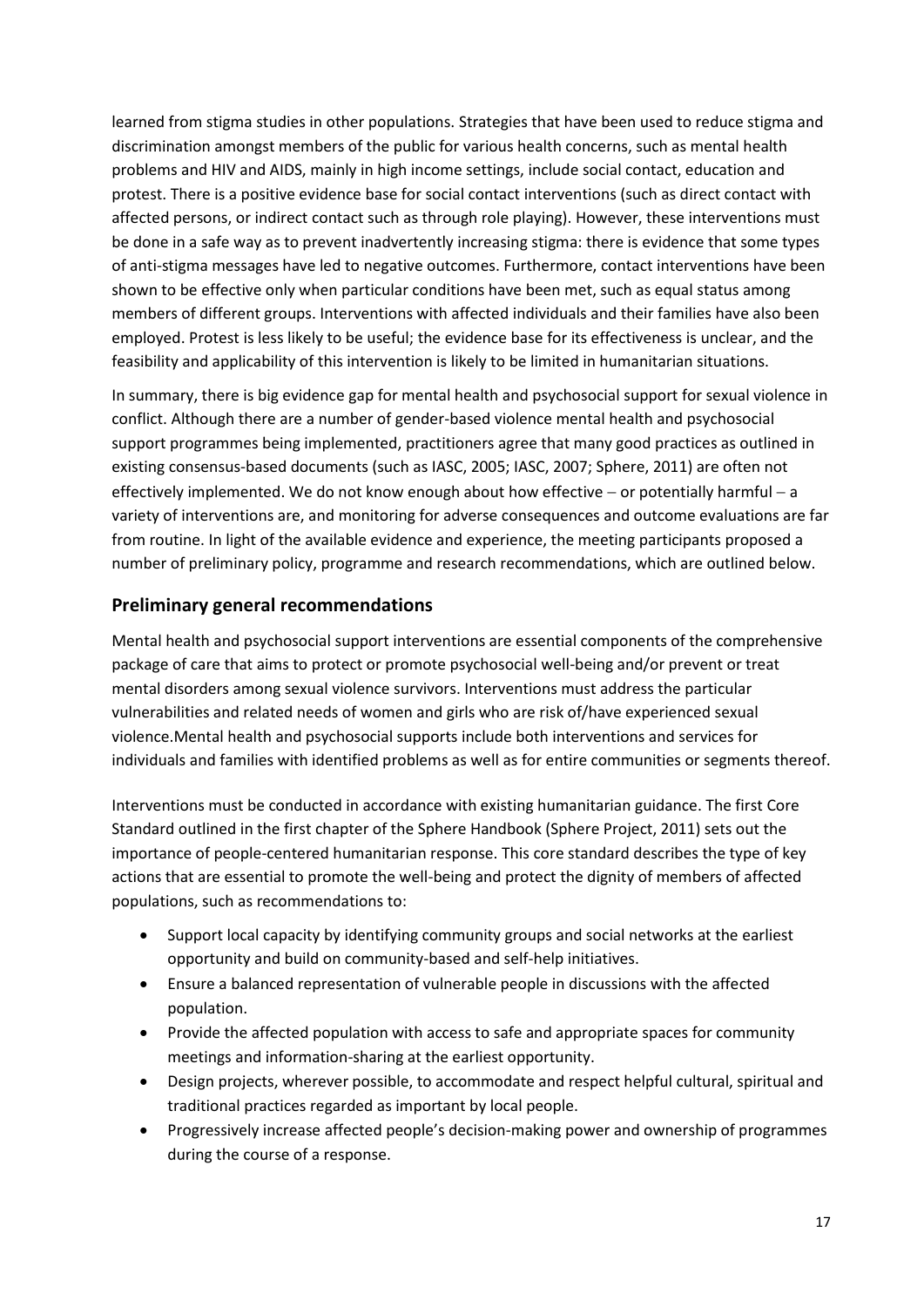learned from stigma studies in other populations. Strategies that have been used to reduce stigma and discrimination amongst members of the public for various health concerns, such as mental health problems and HIV and AIDS, mainly in high income settings, include social contact, education and protest. There is a positive evidence base for social contact interventions (such as direct contact with affected persons, or indirect contact such as through role playing). However, these interventions must be done in a safe way as to prevent inadvertently increasing stigma: there is evidence that some types of anti-stigma messages have led to negative outcomes. Furthermore, contact interventions have been shown to be effective only when particular conditions have been met, such as equal status among members of different groups. Interventions with affected individuals and their families have also been employed. Protest is less likely to be useful; the evidence base for its effectiveness is unclear, and the feasibility and applicability of this intervention is likely to be limited in humanitarian situations.

In summary, there is big evidence gap for mental health and psychosocial support for sexual violence in conflict. Although there are a number of gender-based violence mental health and psychosocial support programmes being implemented, practitioners agree that many good practices as outlined in existing consensus-based documents (such as IASC, 2005; IASC, 2007; Sphere, 2011) are often not effectively implemented. We do not know enough about how effective – or potentially harmful – a variety of interventions are, and monitoring for adverse consequences and outcome evaluations are far from routine. In light of the available evidence and experience, the meeting participants proposed a number of preliminary policy, programme and research recommendations, which are outlined below.

## Preliminary general recommendations

Mental health and psychosocial support interventions are essential components of the comprehensive package of care that aims to protect or promote psychosocial well-being and/or prevent or treat mental disorders among sexual violence survivors. Interventions must address the particular vulnerabilities and related needs of women and girls who are risk of/have experienced sexual violence.Mental health and psychosocial supports include both interventions and services for individuals and families with identified problems as well as for entire communities or segments thereof.

Interventions must be conducted in accordance with existing humanitarian guidance. The first Core Standard outlined in the first chapter of the Sphere Handbook (Sphere Project, 2011) sets out the importance of people-centered humanitarian response. This core standard describes the type of key actions that are essential to promote the well-being and protect the dignity of members of affected populations, such as recommendations to:

- Support local capacity by identifying community groups and social networks at the earliest opportunity and build on community-based and self-help initiatives.
- Ensure a balanced representation of vulnerable people in discussions with the affected population.
- Provide the affected population with access to safe and appropriate spaces for community meetings and information-sharing at the earliest opportunity.
- Design projects, wherever possible, to accommodate and respect helpful cultural, spiritual and traditional practices regarded as important by local people.
- Progressively increase affected people's decision-making power and ownership of programmes during the course of a response.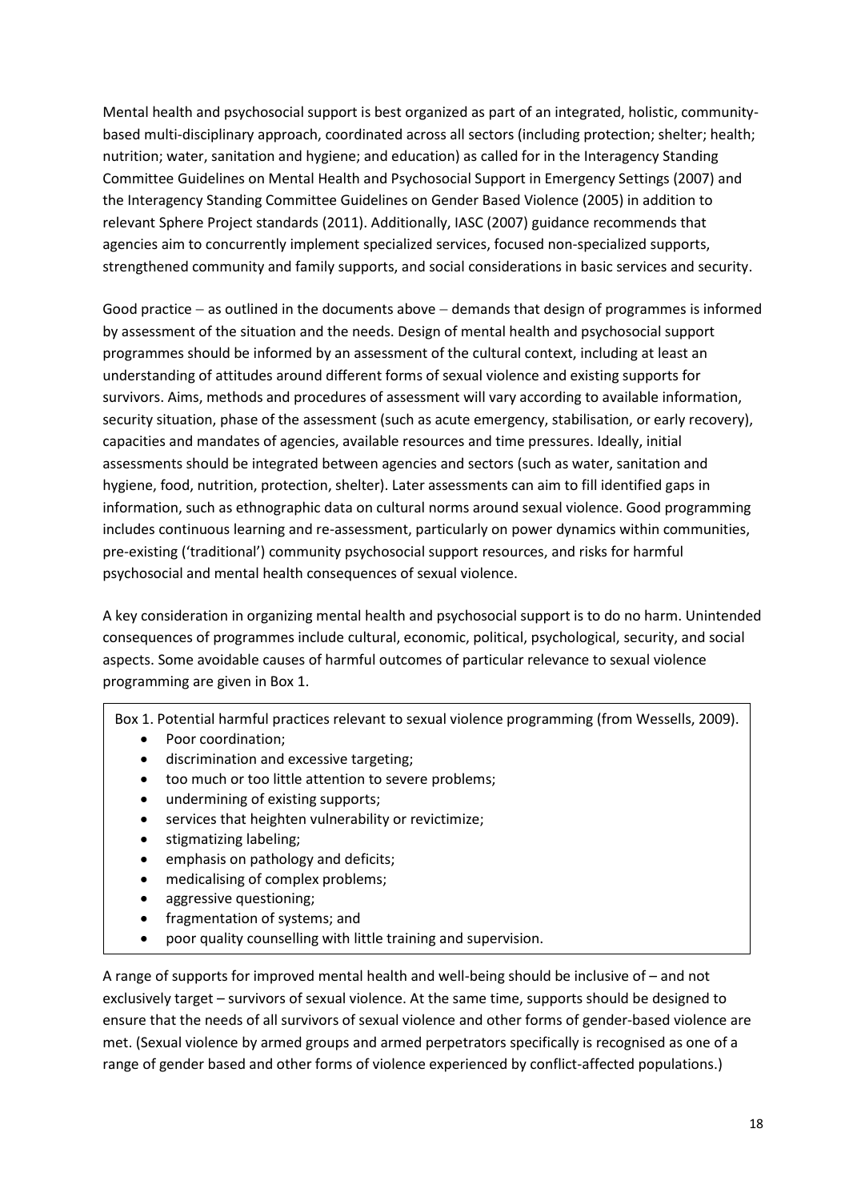Mental health and psychosocial support is best organized as part of an integrated, holistic, community-based multi-disciplinary approach, coordinated across all sectors (including protection; shelter; health; nutrition; water, sanitation and hygiene; and education) as called for in the Interagency Standing Committee Guidelines on Mental Health and Psychosocial Support in Emergency Settings (2007) and the Interagency Standing Committee Guidelines on Gender Based Violence (2005) in addition to relevant Sphere Project standards (2011). Additionally, IASC (2007) guidance recommends that agencies aim to concurrently implement specialized services, focused non-specialized supports, strengthened community and family supports, and social considerations in basic services and security.

Good practice – as outlined in the documents above – demands that design of programmes is informed by assessment of the situation and the needs. Design of mental health and psychosocial support programmes should be informed by an assessment of the cultural context, including at least an understanding of attitudes around different forms of sexual violence and existing supports for survivors. Aims, methods and procedures of assessment will vary according to available information, security situation, phase of the assessment (such as acute emergency, stabilisation, or early recovery), capacities and mandates of agencies, available resources and time pressures. Ideally, initial assessments should be integrated between agencies and sectors (such as water, sanitation and hygiene, food, nutrition, protection, shelter). Later assessments can aim to fill identified gaps in information, such as ethnographic data on cultural norms around sexual violence. Good programming includes continuous learning and re-assessment, particularly on power dynamics within communities, pre-existing ('traditional') community psychosocial support resources, and risks for harmful psychosocial and mental health consequences of sexual violence.

A key consideration in organizing mental health and psychosocial support is to do no harm. Unintended consequences of programmes include cultural, economic, political, psychological, security, and social aspects. Some avoidable causes of harmful outcomes of particular relevance to sexual violence programming are given in Box 1.

Box 1. Potential harmful practices relevant to sexual violence programming (from Wessells, 2009).

- Poor coordination;
- discrimination and excessive targeting;
- too much or too little attention to severe problems;
- undermining of existing supports;
- services that heighten vulnerability or revictimize;
- stigmatizing labeling;
- emphasis on pathology and deficits;
- medicalising of complex problems;
- aggressive questioning;
- fragmentation of systems; and
- poor quality counselling with little training and supervision.

A range of supports for improved mental health and well-being should be inclusive of – and not exclusively target – survivors of sexual violence. At the same time, supports should be designed to ensure that the needs of all survivors of sexual violence and other forms of gender-based violence are met. (Sexual violence by armed groups and armed perpetrators specifically is recognised as one of a range of gender based and other forms of violence experienced by conflict-affected populations.)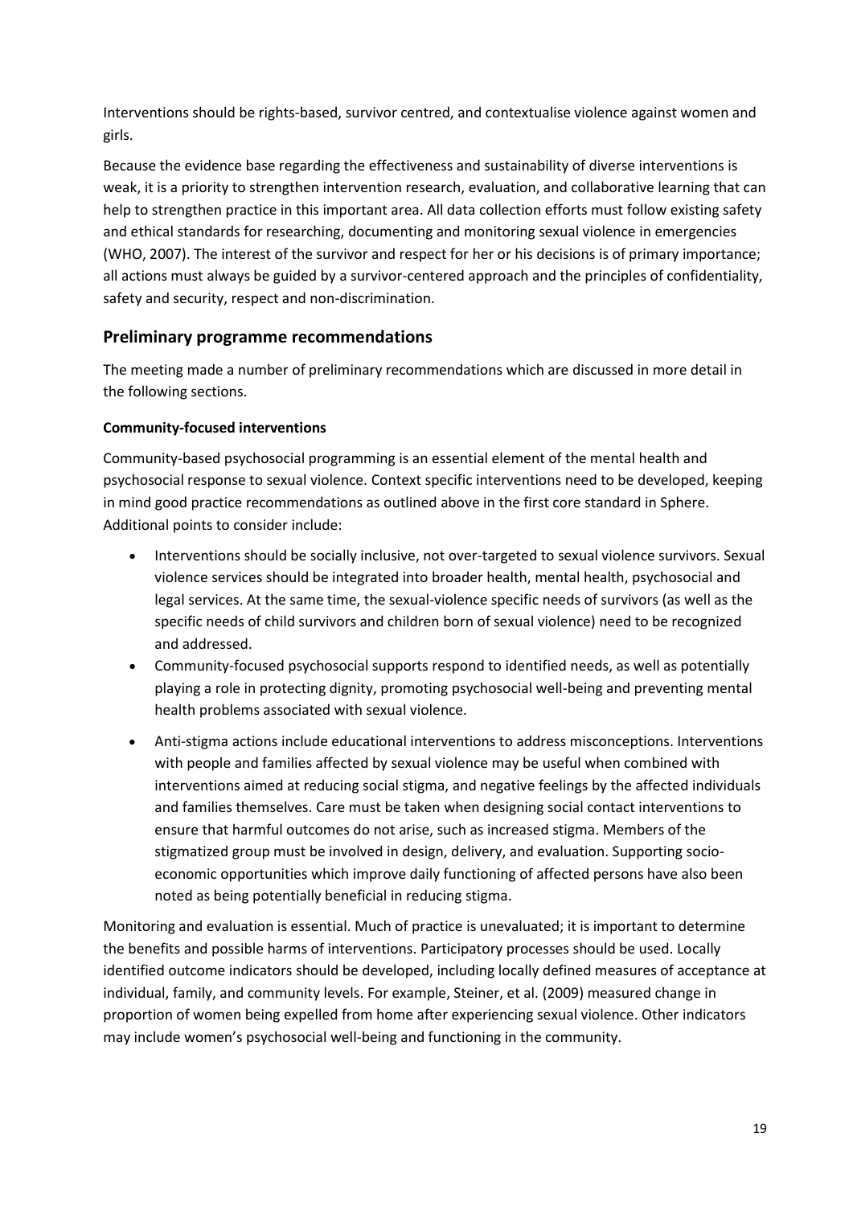Interventions should be rights-based, survivor centred, and contextualise violence against women and girls.

Because the evidence base regarding the effectiveness and sustainability of diverse interventions is weak, it is a priority to strengthen intervention research, evaluation, and collaborative learning that can help to strengthen practice in this important area. All data collection efforts must follow existing safety and ethical standards for researching, documenting and monitoring sexual violence in emergencies (WHO, 2007). The interest of the survivor and respect for her or his decisions is of primary importance; all actions must always be guided by a survivor-centered approach and the principles of confidentiality, safety and security, respect and non-discrimination.

## Preliminary programme recommendations

The meeting made a number of preliminary recommendations which are discussed in more detail in the following sections.

### Community-focused interventions

Community-based psychosocial programming is an essential element of the mental health and psychosocial response to sexual violence. Context specific interventions need to be developed, keeping in mind good practice recommendations as outlined above in the first core standard in Sphere. Additional points to consider include:

- Interventions should be socially inclusive, not over-targeted to sexual violence survivors. Sexual violence services should be integrated into broader health, mental health, psychosocial and legal services. At the same time, the sexual-violence specific needs of survivors (as well as the specific needs of child survivors and children born of sexual violence) need to be recognized and addressed.
- Community-focused psychosocial supports respond to identified needs, as well as potentially playing a role in protecting dignity, promoting psychosocial well-being and preventing mental health problems associated with sexual violence.
- Anti-stigma actions include educational interventions to address misconceptions. Interventions with people and families affected by sexual violence may be useful when combined with interventions aimed at reducing social stigma, and negative feelings by the affected individuals and families themselves. Care must be taken when designing social contact interventions to ensure that harmful outcomes do not arise, such as increased stigma. Members of the stigmatized group must be involved in design, delivery, and evaluation. Supporting socio-economic opportunities which improve daily functioning of affected persons have also been noted as being potentially beneficial in reducing stigma.

Monitoring and evaluation is essential. Much of practice is unevaluated; it is important to determine the benefits and possible harms of interventions. Participatory processes should be used. Locally identified outcome indicators should be developed, including locally defined measures of acceptance at individual, family, and community levels. For example, Steiner, et al. (2009) measured change in proportion of women being expelled from home after experiencing sexual violence. Other indicators may include women's psychosocial well-being and functioning in the community.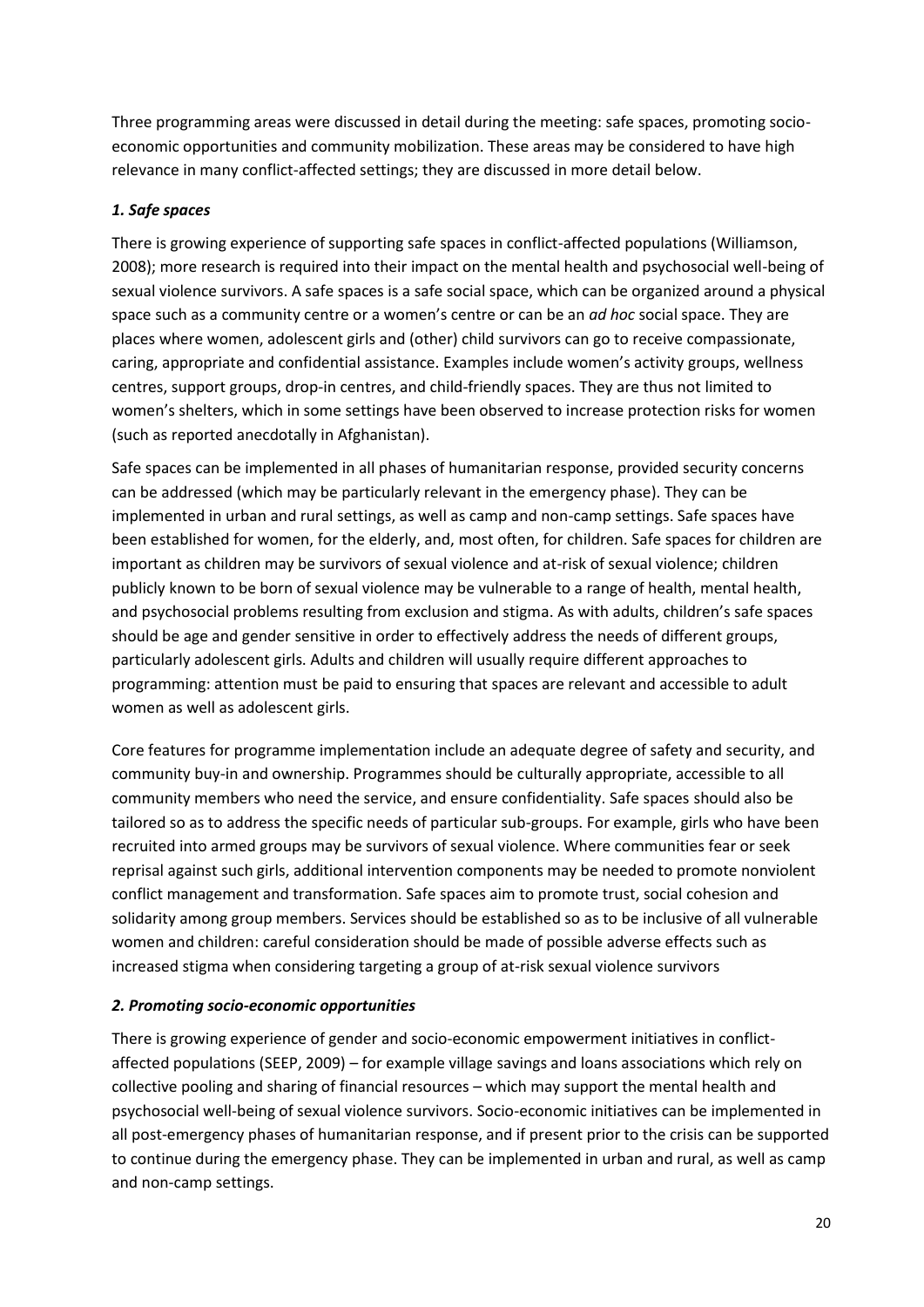Three programming areas were discussed in detail during the meeting: safe spaces, promoting socio-economic opportunities and community mobilization. These areas may be considered to have high relevance in many conflict-affected settings; they are discussed in more detail below.

### *1. Safe spaces*

There is growing experience of supporting safe spaces in conflict-affected populations (Williamson, 2008); more research is required into their impact on the mental health and psychosocial well-being of sexual violence survivors. A safe spaces is a safe social space, which can be organized around a physical space such as a community centre or a women's centre or can be an *ad hoc* social space. They are places where women, adolescent girls and (other) child survivors can go to receive compassionate, caring, appropriate and confidential assistance. Examples include women's activity groups, wellness centres, support groups, drop-in centres, and child-friendly spaces. They are thus not limited to women's shelters, which in some settings have been observed to increase protection risks for women (such as reported anecdotally in Afghanistan).

Safe spaces can be implemented in all phases of humanitarian response, provided security concerns can be addressed (which may be particularly relevant in the emergency phase). They can be implemented in urban and rural settings, as well as camp and non-camp settings. Safe spaces have been established for women, for the elderly, and, most often, for children. Safe spaces for children are important as children may be survivors of sexual violence and at-risk of sexual violence; children publicly known to be born of sexual violence may be vulnerable to a range of health, mental health, and psychosocial problems resulting from exclusion and stigma. As with adults, children's safe spaces should be age and gender sensitive in order to effectively address the needs of different groups, particularly adolescent girls. Adults and children will usually require different approaches to programming: attention must be paid to ensuring that spaces are relevant and accessible to adult women as well as adolescent girls.

Core features for programme implementation include an adequate degree of safety and security, and community buy-in and ownership. Programmes should be culturally appropriate, accessible to all community members who need the service, and ensure confidentiality. Safe spaces should also be tailored so as to address the specific needs of particular sub-groups. For example, girls who have been recruited into armed groups may be survivors of sexual violence. Where communities fear or seek reprisal against such girls, additional intervention components may be needed to promote nonviolent conflict management and transformation. Safe spaces aim to promote trust, social cohesion and solidarity among group members. Services should be established so as to be inclusive of all vulnerable women and children: careful consideration should be made of possible adverse effects such as increased stigma when considering targeting a group of at-risk sexual violence survivors

### *2. Promoting socio-economic opportunities*

There is growing experience of gender and socio-economic empowerment initiatives in conflict-affected populations (SEEP, 2009) – for example village savings and loans associations which rely on collective pooling and sharing of financial resources – which may support the mental health and psychosocial well-being of sexual violence survivors. Socio-economic initiatives can be implemented in all post-emergency phases of humanitarian response, and if present prior to the crisis can be supported to continue during the emergency phase. They can be implemented in urban and rural, as well as camp and non-camp settings.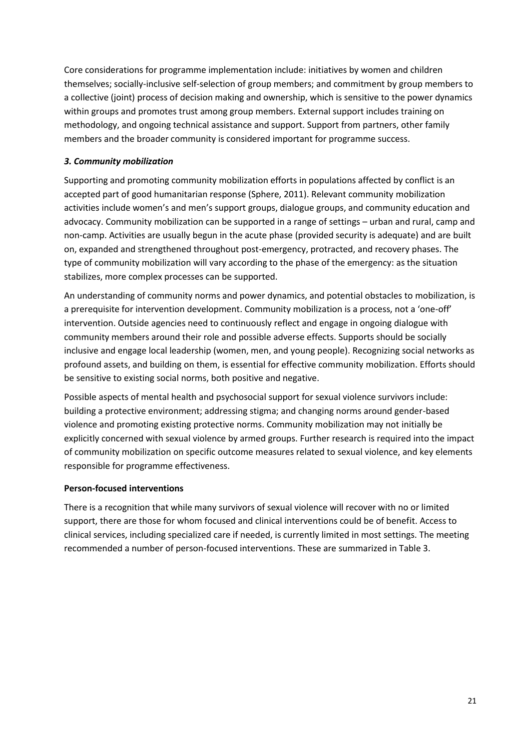Core considerations for programme implementation include: initiatives by women and children themselves; socially-inclusive self-selection of group members; and commitment by group members to a collective (joint) process of decision making and ownership, which is sensitive to the power dynamics within groups and promotes trust among group members. External support includes training on methodology, and ongoing technical assistance and support. Support from partners, other family members and the broader community is considered important for programme success.

### *3. Community mobilization*

Supporting and promoting community mobilization efforts in populations affected by conflict is an accepted part of good humanitarian response (Sphere, 2011). Relevant community mobilization activities include women's and men's support groups, dialogue groups, and community education and advocacy. Community mobilization can be supported in a range of settings – urban and rural, camp and non-camp. Activities are usually begun in the acute phase (provided security is adequate) and are built on, expanded and strengthened throughout post-emergency, protracted, and recovery phases. The type of community mobilization will vary according to the phase of the emergency: as the situation stabilizes, more complex processes can be supported.

An understanding of community norms and power dynamics, and potential obstacles to mobilization, is a prerequisite for intervention development. Community mobilization is a process, not a 'one-off' intervention. Outside agencies need to continuously reflect and engage in ongoing dialogue with community members around their role and possible adverse effects. Supports should be socially inclusive and engage local leadership (women, men, and young people). Recognizing social networks as profound assets, and building on them, is essential for effective community mobilization. Efforts should be sensitive to existing social norms, both positive and negative.

Possible aspects of mental health and psychosocial support for sexual violence survivors include: building a protective environment; addressing stigma; and changing norms around gender-based violence and promoting existing protective norms. Community mobilization may not initially be explicitly concerned with sexual violence by armed groups. Further research is required into the impact of community mobilization on specific outcome measures related to sexual violence, and key elements responsible for programme effectiveness.

### **Person-focused interventions**

There is a recognition that while many survivors of sexual violence will recover with no or limited support, there are those for whom focused and clinical interventions could be of benefit. Access to clinical services, including specialized care if needed, is currently limited in most settings. The meeting recommended a number of person-focused interventions. These are summarized in Table 3.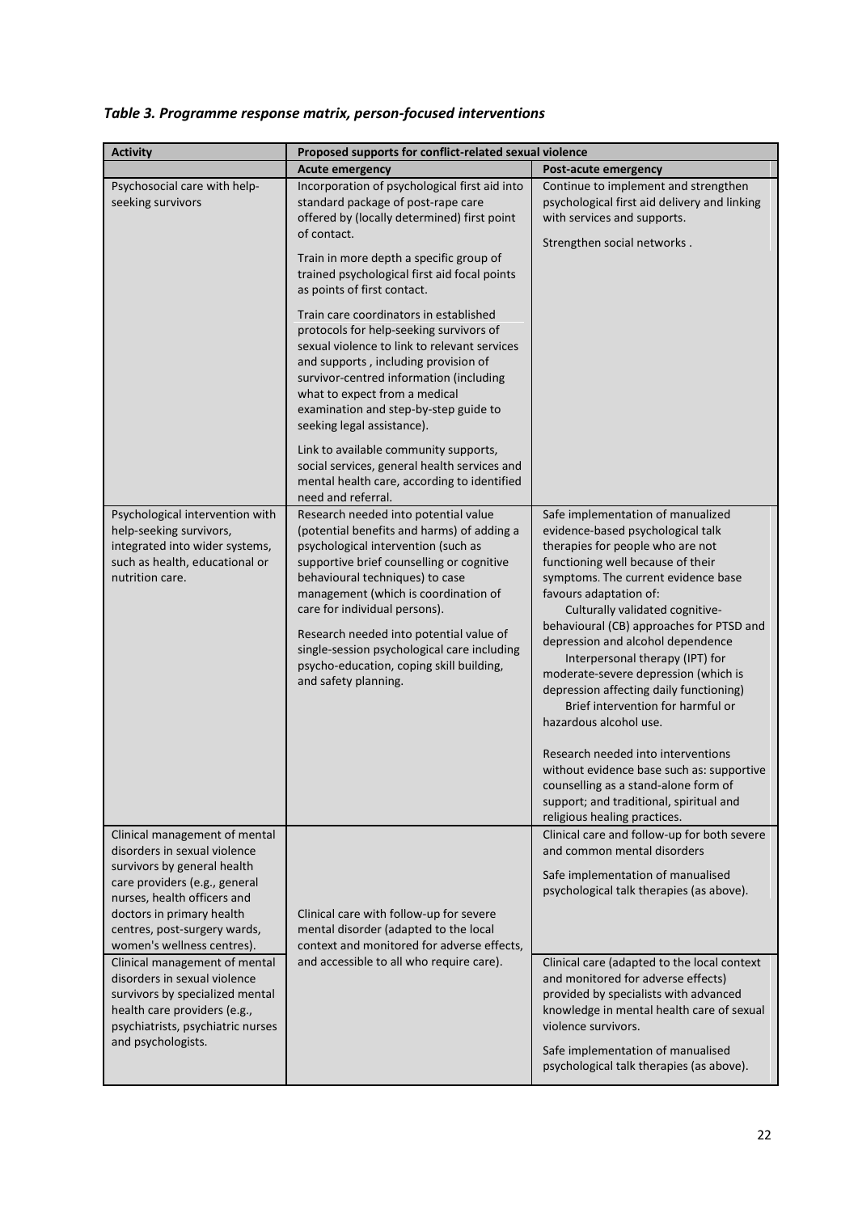*Table 3. Programme response matrix, person-focused interventions*

| Activity | Proposed supports for conflict-related sexual violence | |
|---|---|---|
| | **Acute emergency** | **Post-acute emergency** |
| Psychosocial care with help-seeking survivors | Incorporation of psychological first aid into standard package of post-rape care offered by (locally determined) first point of contact.<br><br>Train in more depth a specific group of trained psychological first aid focal points as points of first contact.<br><br>Train care coordinators in established protocols for help-seeking survivors of sexual violence to link to relevant services and supports , including provision of survivor-centred information (including what to expect from a medical examination and step-by-step guide to seeking legal assistance).<br><br>Link to available community supports, social services, general health services and mental health care, according to identified need and referral. | Continue to implement and strengthen psychological first aid delivery and linking with services and supports.<br><br>Strengthen social networks . |
| Psychological intervention with help-seeking survivors, integrated into wider systems, such as health, educational or nutrition care. | Research needed into potential value (potential benefits and harms) of adding a psychological intervention (such as supportive brief counselling or cognitive behavioural techniques) to case management (which is coordination of care for individual persons).<br><br>Research needed into potential value of single-session psychological care including psycho-education, coping skill building, and safety planning. | Safe implementation of manualized evidence-based psychological talk therapies for people who are not functioning well because of their symptoms. The current evidence base favours adaptation of:<br>Culturally validated cognitive-behavioural (CB) approaches for PTSD and depression and alcohol dependence<br>Interpersonal therapy (IPT) for moderate-severe depression (which is depression affecting daily functioning)<br>Brief intervention for harmful or hazardous alcohol use.<br><br>Research needed into interventions without evidence base such as: supportive counselling as a stand-alone form of support; and traditional, spiritual and religious healing practices. |
| Clinical management of mental disorders in sexual violence survivors by general health care providers (e.g., general nurses, health officers and doctors in primary health centres, post-surgery wards, women's wellness centres). | Clinical care with follow-up for severe mental disorder (adapted to the local context and monitored for adverse effects, and accessible to all who require care). | Clinical care and follow-up for both severe and common mental disorders<br><br>Safe implementation of manualised psychological talk therapies (as above). |
| Clinical management of mental disorders in sexual violence survivors by specialized mental health care providers (e.g., psychiatrists, psychiatric nurses and psychologists. | | Clinical care (adapted to the local context and monitored for adverse effects) provided by specialists with advanced knowledge in mental health care of sexual violence survivors.<br><br>Safe implementation of manualised psychological talk therapies (as above). |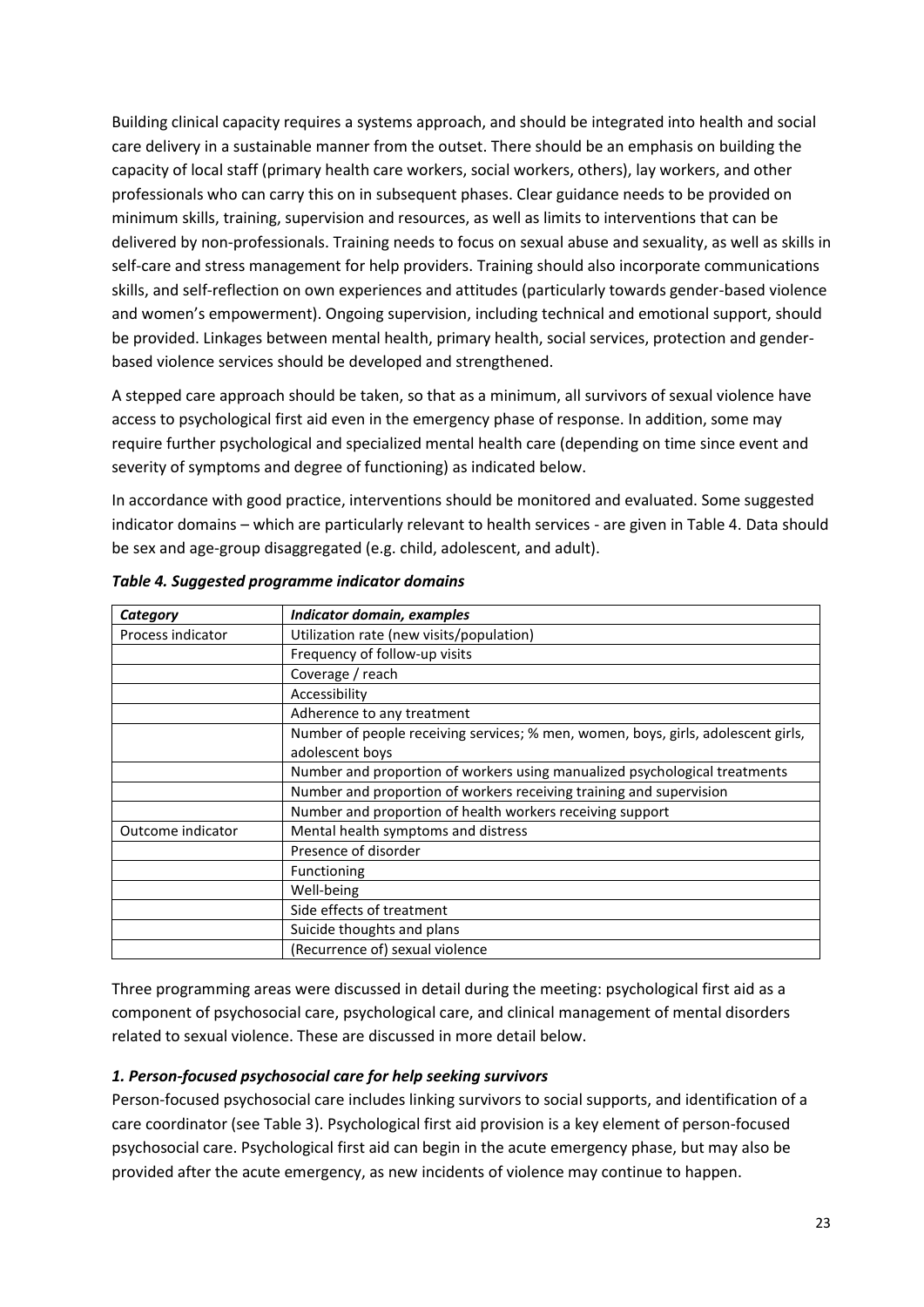Building clinical capacity requires a systems approach, and should be integrated into health and social care delivery in a sustainable manner from the outset. There should be an emphasis on building the capacity of local staff (primary health care workers, social workers, others), lay workers, and other professionals who can carry this on in subsequent phases. Clear guidance needs to be provided on minimum skills, training, supervision and resources, as well as limits to interventions that can be delivered by non-professionals. Training needs to focus on sexual abuse and sexuality, as well as skills in self-care and stress management for help providers. Training should also incorporate communications skills, and self-reflection on own experiences and attitudes (particularly towards gender-based violence and women's empowerment). Ongoing supervision, including technical and emotional support, should be provided. Linkages between mental health, primary health, social services, protection and gender-based violence services should be developed and strengthened.

A stepped care approach should be taken, so that as a minimum, all survivors of sexual violence have access to psychological first aid even in the emergency phase of response. In addition, some may require further psychological and specialized mental health care (depending on time since event and severity of symptoms and degree of functioning) as indicated below.

In accordance with good practice, interventions should be monitored and evaluated. Some suggested indicator domains – which are particularly relevant to health services - are given in Table 4. Data should be sex and age-group disaggregated (e.g. child, adolescent, and adult).

***Table 4. Suggested programme indicator domains***

| *Category* | *Indicator domain, examples* |
|---|---|
| Process indicator | Utilization rate (new visits/population) |
| | Frequency of follow-up visits |
| | Coverage / reach |
| | Accessibility |
| | Adherence to any treatment |
| | Number of people receiving services; % men, women, boys, girls, adolescent girls, adolescent boys |
| | Number and proportion of workers using manualized psychological treatments |
| | Number and proportion of workers receiving training and supervision |
| | Number and proportion of health workers receiving support |
| Outcome indicator | Mental health symptoms and distress |
| | Presence of disorder |
| | Functioning |
| | Well-being |
| | Side effects of treatment |
| | Suicide thoughts and plans |
| | (Recurrence of) sexual violence |

Three programming areas were discussed in detail during the meeting: psychological first aid as a component of psychosocial care, psychological care, and clinical management of mental disorders related to sexual violence. These are discussed in more detail below.

### *1. Person-focused psychosocial care for help seeking survivors*

Person-focused psychosocial care includes linking survivors to social supports, and identification of a care coordinator (see Table 3). Psychological first aid provision is a key element of person-focused psychosocial care. Psychological first aid can begin in the acute emergency phase, but may also be provided after the acute emergency, as new incidents of violence may continue to happen.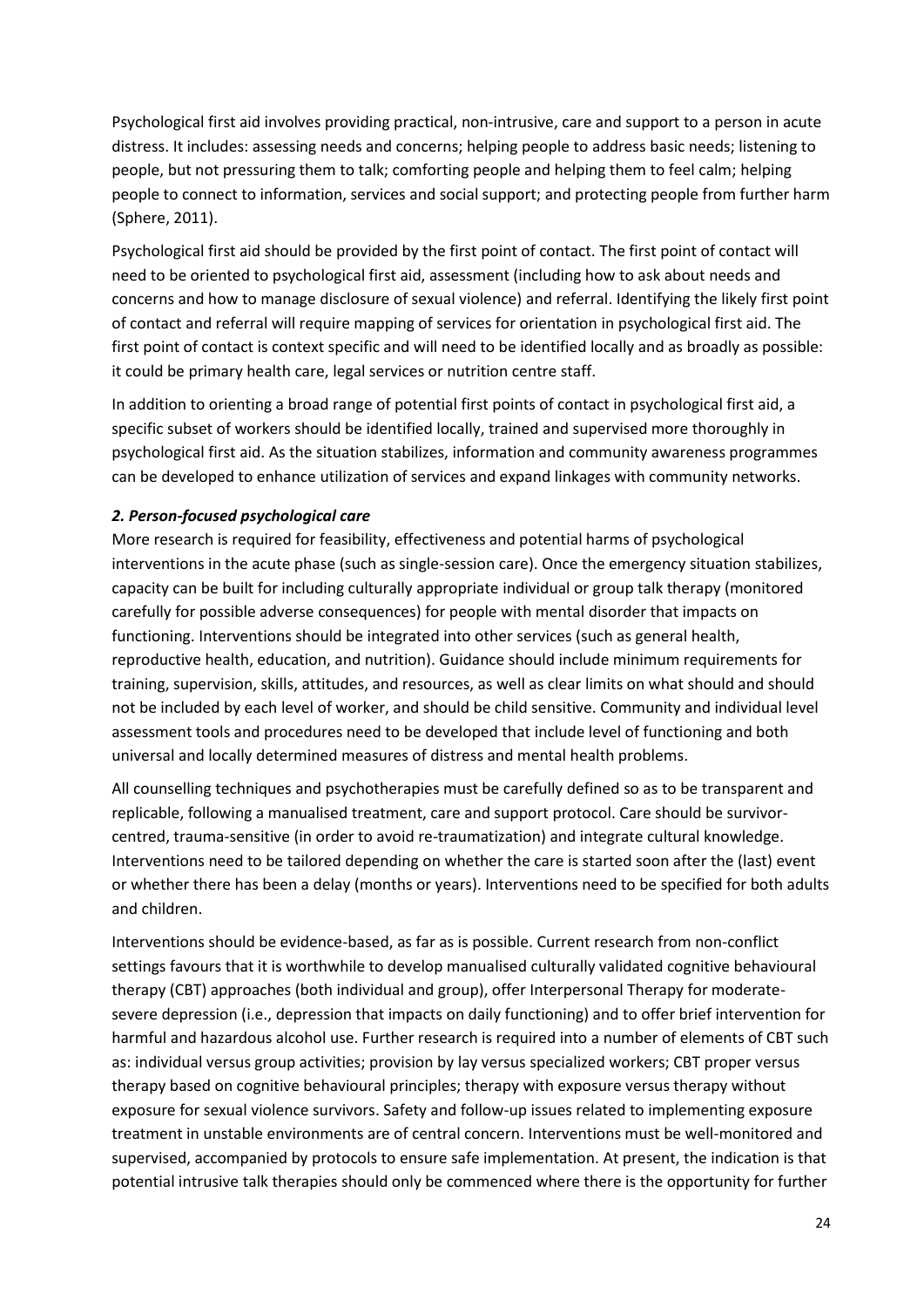Psychological first aid involves providing practical, non-intrusive, care and support to a person in acute distress. It includes: assessing needs and concerns; helping people to address basic needs; listening to people, but not pressuring them to talk; comforting people and helping them to feel calm; helping people to connect to information, services and social support; and protecting people from further harm (Sphere, 2011).

Psychological first aid should be provided by the first point of contact. The first point of contact will need to be oriented to psychological first aid, assessment (including how to ask about needs and concerns and how to manage disclosure of sexual violence) and referral. Identifying the likely first point of contact and referral will require mapping of services for orientation in psychological first aid. The first point of contact is context specific and will need to be identified locally and as broadly as possible: it could be primary health care, legal services or nutrition centre staff.

In addition to orienting a broad range of potential first points of contact in psychological first aid, a specific subset of workers should be identified locally, trained and supervised more thoroughly in psychological first aid. As the situation stabilizes, information and community awareness programmes can be developed to enhance utilization of services and expand linkages with community networks.

***2. Person-focused psychological care***

More research is required for feasibility, effectiveness and potential harms of psychological interventions in the acute phase (such as single-session care). Once the emergency situation stabilizes, capacity can be built for including culturally appropriate individual or group talk therapy (monitored carefully for possible adverse consequences) for people with mental disorder that impacts on functioning. Interventions should be integrated into other services (such as general health, reproductive health, education, and nutrition). Guidance should include minimum requirements for training, supervision, skills, attitudes, and resources, as well as clear limits on what should and should not be included by each level of worker, and should be child sensitive. Community and individual level assessment tools and procedures need to be developed that include level of functioning and both universal and locally determined measures of distress and mental health problems.

All counselling techniques and psychotherapies must be carefully defined so as to be transparent and replicable, following a manualised treatment, care and support protocol. Care should be survivor-centred, trauma-sensitive (in order to avoid re-traumatization) and integrate cultural knowledge. Interventions need to be tailored depending on whether the care is started soon after the (last) event or whether there has been a delay (months or years). Interventions need to be specified for both adults and children.

Interventions should be evidence-based, as far as is possible. Current research from non-conflict settings favours that it is worthwhile to develop manualised culturally validated cognitive behavioural therapy (CBT) approaches (both individual and group), offer Interpersonal Therapy for moderate-severe depression (i.e., depression that impacts on daily functioning) and to offer brief intervention for harmful and hazardous alcohol use. Further research is required into a number of elements of CBT such as: individual versus group activities; provision by lay versus specialized workers; CBT proper versus therapy based on cognitive behavioural principles; therapy with exposure versus therapy without exposure for sexual violence survivors. Safety and follow-up issues related to implementing exposure treatment in unstable environments are of central concern. Interventions must be well-monitored and supervised, accompanied by protocols to ensure safe implementation. At present, the indication is that potential intrusive talk therapies should only be commenced where there is the opportunity for further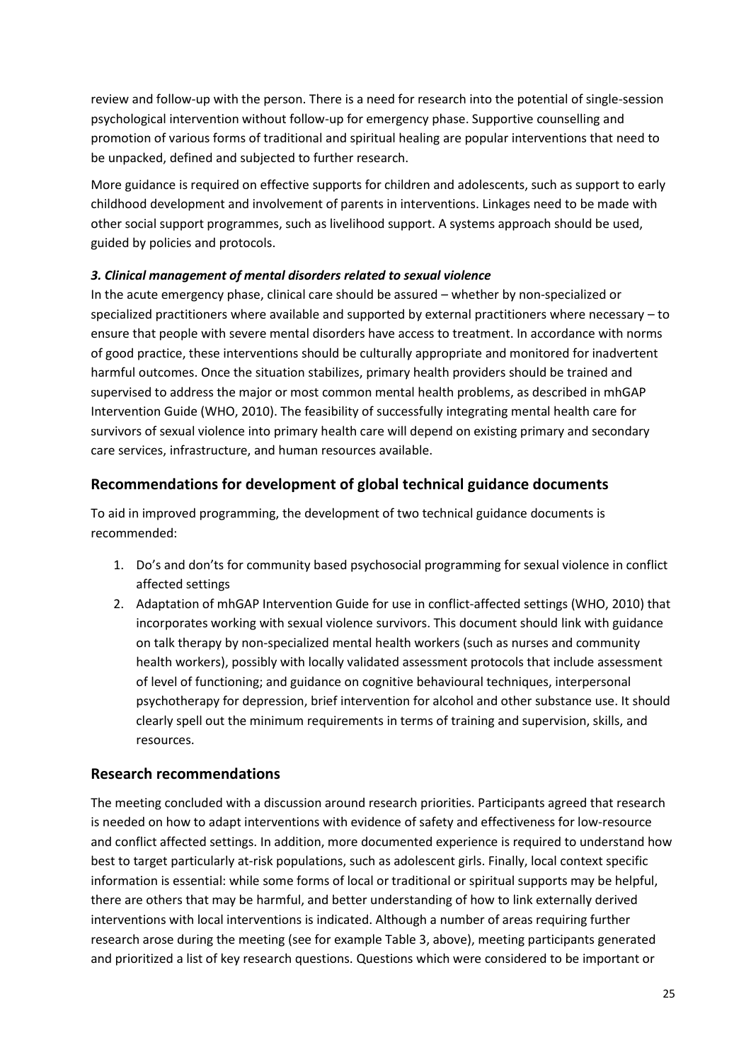review and follow-up with the person. There is a need for research into the potential of single-session psychological intervention without follow-up for emergency phase. Supportive counselling and promotion of various forms of traditional and spiritual healing are popular interventions that need to be unpacked, defined and subjected to further research.

More guidance is required on effective supports for children and adolescents, such as support to early childhood development and involvement of parents in interventions. Linkages need to be made with other social support programmes, such as livelihood support. A systems approach should be used, guided by policies and protocols.

***3. Clinical management of mental disorders related to sexual violence***

In the acute emergency phase, clinical care should be assured – whether by non-specialized or specialized practitioners where available and supported by external practitioners where necessary – to ensure that people with severe mental disorders have access to treatment. In accordance with norms of good practice, these interventions should be culturally appropriate and monitored for inadvertent harmful outcomes. Once the situation stabilizes, primary health providers should be trained and supervised to address the major or most common mental health problems, as described in mhGAP Intervention Guide (WHO, 2010). The feasibility of successfully integrating mental health care for survivors of sexual violence into primary health care will depend on existing primary and secondary care services, infrastructure, and human resources available.

## Recommendations for development of global technical guidance documents

To aid in improved programming, the development of two technical guidance documents is recommended:

1. Do's and don'ts for community based psychosocial programming for sexual violence in conflict affected settings
2. Adaptation of mhGAP Intervention Guide for use in conflict-affected settings (WHO, 2010) that incorporates working with sexual violence survivors. This document should link with guidance on talk therapy by non-specialized mental health workers (such as nurses and community health workers), possibly with locally validated assessment protocols that include assessment of level of functioning; and guidance on cognitive behavioural techniques, interpersonal psychotherapy for depression, brief intervention for alcohol and other substance use. It should clearly spell out the minimum requirements in terms of training and supervision, skills, and resources.

## Research recommendations

The meeting concluded with a discussion around research priorities. Participants agreed that research is needed on how to adapt interventions with evidence of safety and effectiveness for low-resource and conflict affected settings. In addition, more documented experience is required to understand how best to target particularly at-risk populations, such as adolescent girls. Finally, local context specific information is essential: while some forms of local or traditional or spiritual supports may be helpful, there are others that may be harmful, and better understanding of how to link externally derived interventions with local interventions is indicated. Although a number of areas requiring further research arose during the meeting (see for example Table 3, above), meeting participants generated and prioritized a list of key research questions. Questions which were considered to be important or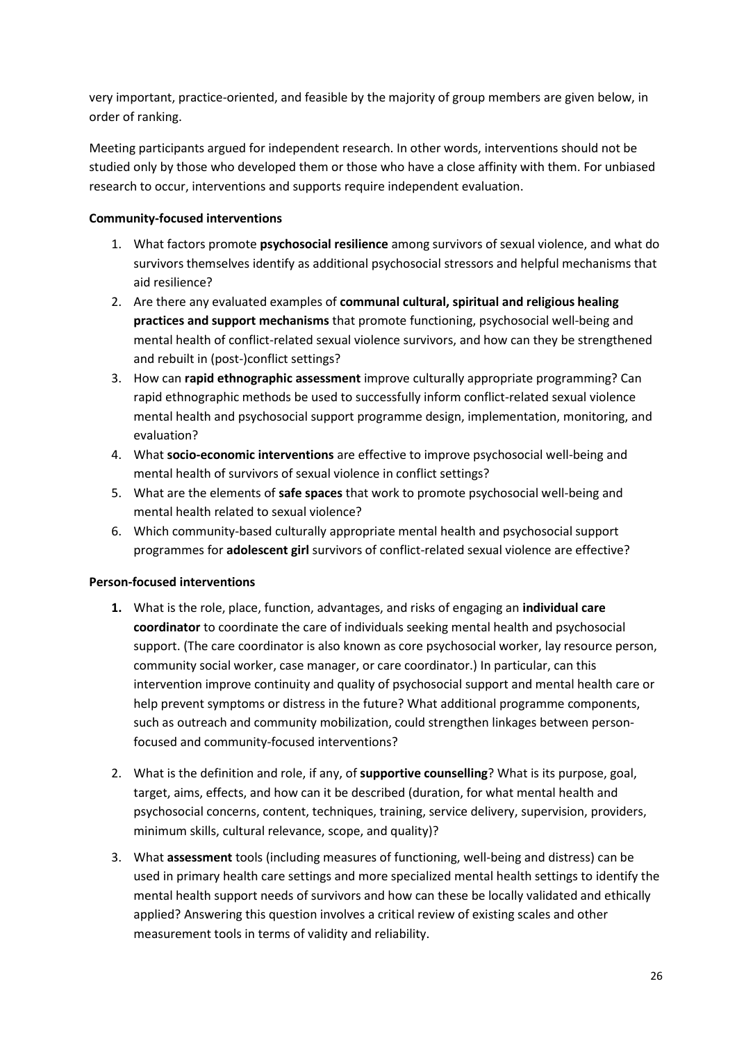very important, practice-oriented, and feasible by the majority of group members are given below, in order of ranking.

Meeting participants argued for independent research. In other words, interventions should not be studied only by those who developed them or those who have a close affinity with them. For unbiased research to occur, interventions and supports require independent evaluation.

**Community-focused interventions**

1. What factors promote **psychosocial resilience** among survivors of sexual violence, and what do survivors themselves identify as additional psychosocial stressors and helpful mechanisms that aid resilience?
2. Are there any evaluated examples of **communal cultural, spiritual and religious healing practices and support mechanisms** that promote functioning, psychosocial well-being and mental health of conflict-related sexual violence survivors, and how can they be strengthened and rebuilt in (post-)conflict settings?
3. How can **rapid ethnographic assessment** improve culturally appropriate programming? Can rapid ethnographic methods be used to successfully inform conflict-related sexual violence mental health and psychosocial support programme design, implementation, monitoring, and evaluation?
4. What **socio-economic interventions** are effective to improve psychosocial well-being and mental health of survivors of sexual violence in conflict settings?
5. What are the elements of **safe spaces** that work to promote psychosocial well-being and mental health related to sexual violence?
6. Which community-based culturally appropriate mental health and psychosocial support programmes for **adolescent girl** survivors of conflict-related sexual violence are effective?

**Person-focused interventions**

1. What is the role, place, function, advantages, and risks of engaging an **individual care coordinator** to coordinate the care of individuals seeking mental health and psychosocial support. (The care coordinator is also known as core psychosocial worker, lay resource person, community social worker, case manager, or care coordinator.) In particular, can this intervention improve continuity and quality of psychosocial support and mental health care or help prevent symptoms or distress in the future? What additional programme components, such as outreach and community mobilization, could strengthen linkages between person-focused and community-focused interventions?

2. What is the definition and role, if any, of **supportive counselling**? What is its purpose, goal, target, aims, effects, and how can it be described (duration, for what mental health and psychosocial concerns, content, techniques, training, service delivery, supervision, providers, minimum skills, cultural relevance, scope, and quality)?

3. What **assessment** tools (including measures of functioning, well-being and distress) can be used in primary health care settings and more specialized mental health settings to identify the mental health support needs of survivors and how can these be locally validated and ethically applied? Answering this question involves a critical review of existing scales and other measurement tools in terms of validity and reliability.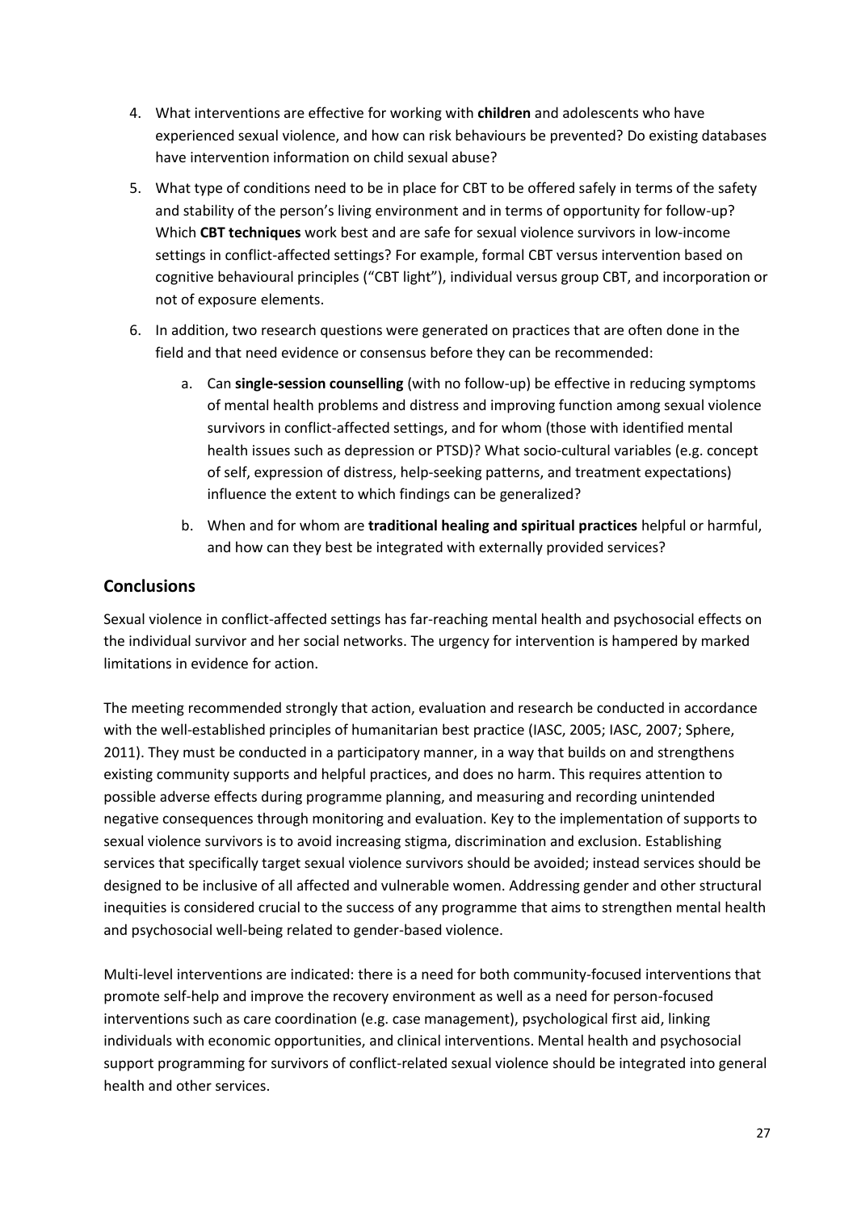4. What interventions are effective for working with **children** and adolescents who have experienced sexual violence, and how can risk behaviours be prevented? Do existing databases have intervention information on child sexual abuse?
5. What type of conditions need to be in place for CBT to be offered safely in terms of the safety and stability of the person's living environment and in terms of opportunity for follow-up? Which **CBT techniques** work best and are safe for sexual violence survivors in low-income settings in conflict-affected settings? For example, formal CBT versus intervention based on cognitive behavioural principles ("CBT light"), individual versus group CBT, and incorporation or not of exposure elements.
6. In addition, two research questions were generated on practices that are often done in the field and that need evidence or consensus before they can be recommended:
    a. Can **single-session counselling** (with no follow-up) be effective in reducing symptoms of mental health problems and distress and improving function among sexual violence survivors in conflict-affected settings, and for whom (those with identified mental health issues such as depression or PTSD)? What socio-cultural variables (e.g. concept of self, expression of distress, help-seeking patterns, and treatment expectations) influence the extent to which findings can be generalized?
    b. When and for whom are **traditional healing and spiritual practices** helpful or harmful, and how can they best be integrated with externally provided services?

## Conclusions

Sexual violence in conflict-affected settings has far-reaching mental health and psychosocial effects on the individual survivor and her social networks. The urgency for intervention is hampered by marked limitations in evidence for action.

The meeting recommended strongly that action, evaluation and research be conducted in accordance with the well-established principles of humanitarian best practice (IASC, 2005; IASC, 2007; Sphere, 2011). They must be conducted in a participatory manner, in a way that builds on and strengthens existing community supports and helpful practices, and does no harm. This requires attention to possible adverse effects during programme planning, and measuring and recording unintended negative consequences through monitoring and evaluation. Key to the implementation of supports to sexual violence survivors is to avoid increasing stigma, discrimination and exclusion. Establishing services that specifically target sexual violence survivors should be avoided; instead services should be designed to be inclusive of all affected and vulnerable women. Addressing gender and other structural inequities is considered crucial to the success of any programme that aims to strengthen mental health and psychosocial well-being related to gender-based violence.

Multi-level interventions are indicated: there is a need for both community-focused interventions that promote self-help and improve the recovery environment as well as a need for person-focused interventions such as care coordination (e.g. case management), psychological first aid, linking individuals with economic opportunities, and clinical interventions. Mental health and psychosocial support programming for survivors of conflict-related sexual violence should be integrated into general health and other services.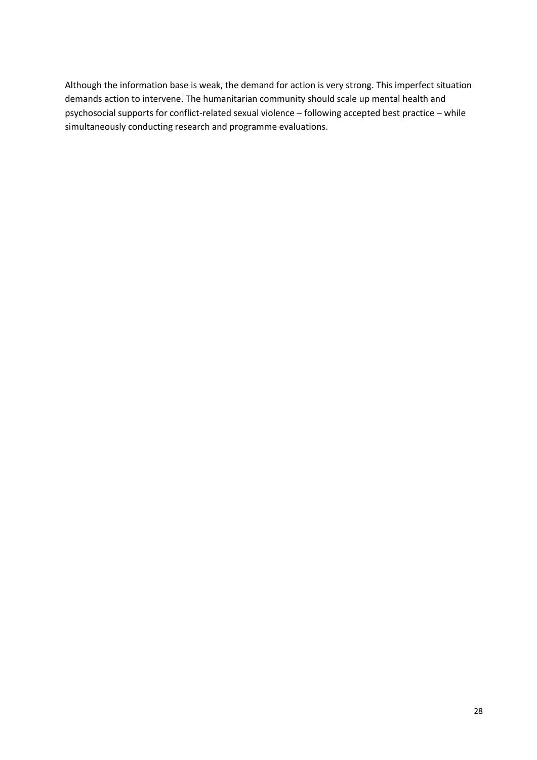Although the information base is weak, the demand for action is very strong. This imperfect situation demands action to intervene. The humanitarian community should scale up mental health and psychosocial supports for conflict-related sexual violence – following accepted best practice – while simultaneously conducting research and programme evaluations.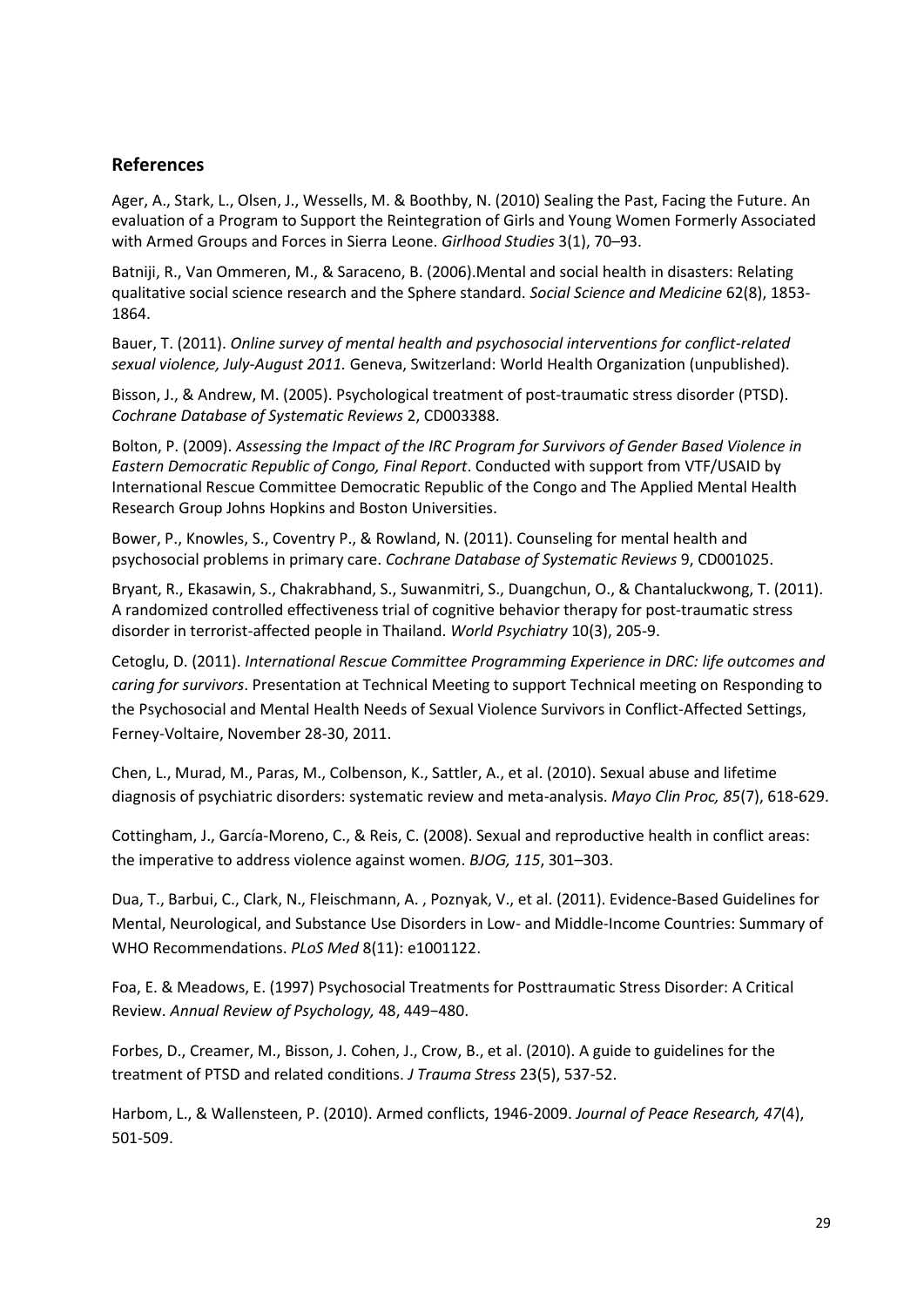## References

Ager, A., Stark, L., Olsen, J., Wessells, M. & Boothby, N. (2010) Sealing the Past, Facing the Future. An evaluation of a Program to Support the Reintegration of Girls and Young Women Formerly Associated with Armed Groups and Forces in Sierra Leone. *Girlhood Studies* 3(1), 70–93.

Batniji, R., Van Ommeren, M., & Saraceno, B. (2006).Mental and social health in disasters: Relating qualitative social science research and the Sphere standard. *Social Science and Medicine* 62(8), 1853-1864.

Bauer, T. (2011). *Online survey of mental health and psychosocial interventions for conflict-related sexual violence, July-August 2011.* Geneva, Switzerland: World Health Organization (unpublished).

Bisson, J., & Andrew, M. (2005). Psychological treatment of post-traumatic stress disorder (PTSD). *Cochrane Database of Systematic Reviews* 2, CD003388.

Bolton, P. (2009). *Assessing the Impact of the IRC Program for Survivors of Gender Based Violence in Eastern Democratic Republic of Congo, Final Report*. Conducted with support from VTF/USAID by International Rescue Committee Democratic Republic of the Congo and The Applied Mental Health Research Group Johns Hopkins and Boston Universities.

Bower, P., Knowles, S., Coventry P., & Rowland, N. (2011). Counseling for mental health and psychosocial problems in primary care. *Cochrane Database of Systematic Reviews* 9, CD001025.

Bryant, R., Ekasawin, S., Chakrabhand, S., Suwanmitri, S., Duangchun, O., & Chantaluckwong, T. (2011). A randomized controlled effectiveness trial of cognitive behavior therapy for post-traumatic stress disorder in terrorist-affected people in Thailand. *World Psychiatry* 10(3), 205-9.

Cetoglu, D. (2011). *International Rescue Committee Programming Experience in DRC: life outcomes and caring for survivors*. Presentation at Technical Meeting to support Technical meeting on Responding to the Psychosocial and Mental Health Needs of Sexual Violence Survivors in Conflict-Affected Settings, Ferney-Voltaire, November 28-30, 2011.

Chen, L., Murad, M., Paras, M., Colbenson, K., Sattler, A., et al. (2010). Sexual abuse and lifetime diagnosis of psychiatric disorders: systematic review and meta-analysis. *Mayo Clin Proc, 85*(7), 618-629.

Cottingham, J., García-Moreno, C., & Reis, C. (2008). Sexual and reproductive health in conflict areas: the imperative to address violence against women. *BJOG, 115*, 301–303.

Dua, T., Barbui, C., Clark, N., Fleischmann, A. , Poznyak, V., et al. (2011). Evidence-Based Guidelines for Mental, Neurological, and Substance Use Disorders in Low- and Middle-Income Countries: Summary of WHO Recommendations. *PLoS Med* 8(11): e1001122.

Foa, E. & Meadows, E. (1997) Psychosocial Treatments for Posttraumatic Stress Disorder: A Critical Review. *Annual Review of Psychology,* 48, 449−480.

Forbes, D., Creamer, M., Bisson, J. Cohen, J., Crow, B., et al. (2010). A guide to guidelines for the treatment of PTSD and related conditions. *J Trauma Stress* 23(5), 537-52.

Harbom, L., & Wallensteen, P. (2010). Armed conflicts, 1946-2009. *Journal of Peace Research, 47*(4), 501-509.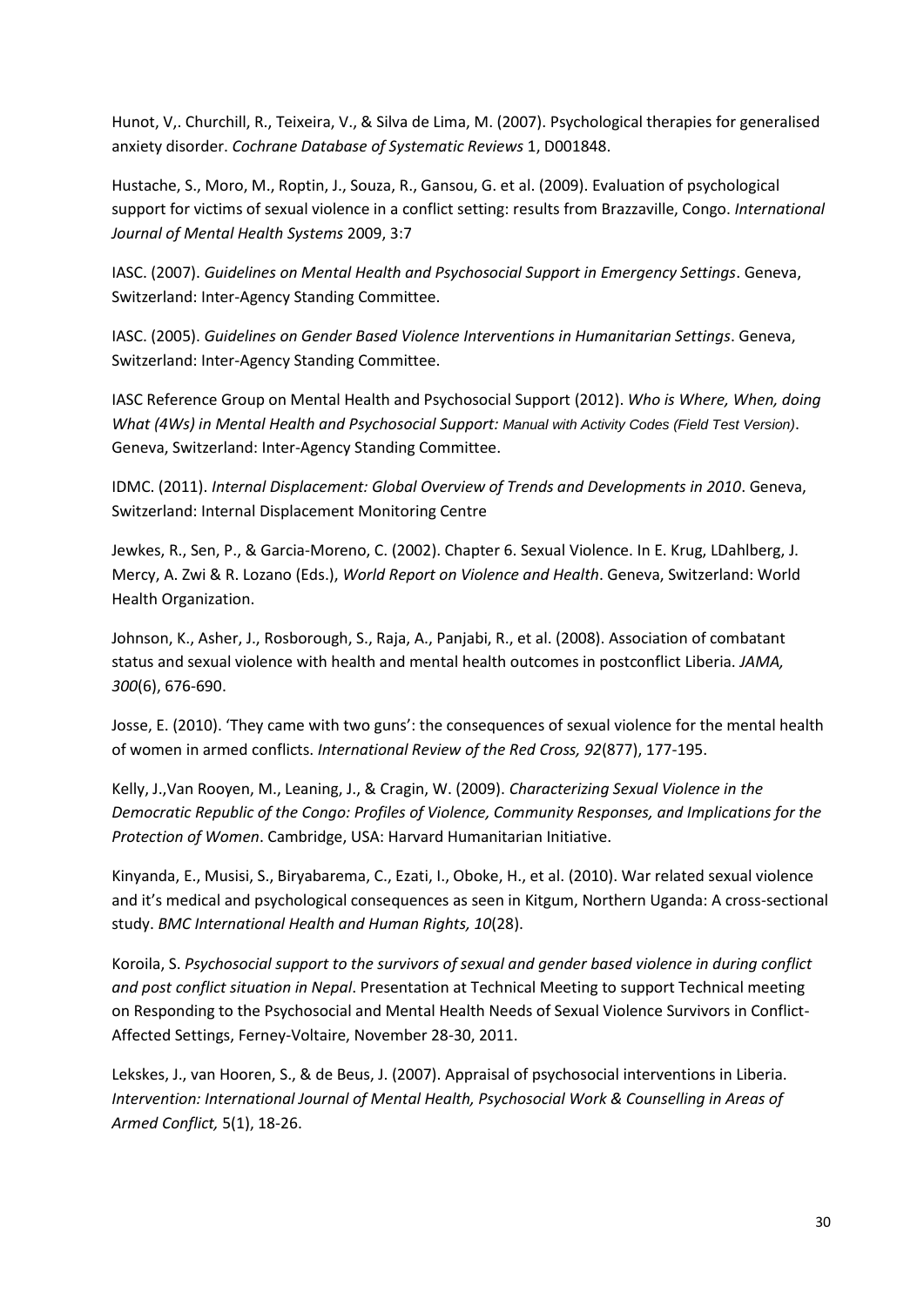Hunot, V,. Churchill, R., Teixeira, V., & Silva de Lima, M. (2007). Psychological therapies for generalised anxiety disorder. *Cochrane Database of Systematic Reviews* 1, D001848.

Hustache, S., Moro, M., Roptin, J., Souza, R., Gansou, G. et al. (2009). Evaluation of psychological support for victims of sexual violence in a conflict setting: results from Brazzaville, Congo. *International Journal of Mental Health Systems* 2009, 3:7

IASC. (2007). *Guidelines on Mental Health and Psychosocial Support in Emergency Settings*. Geneva, Switzerland: Inter-Agency Standing Committee.

IASC. (2005). *Guidelines on Gender Based Violence Interventions in Humanitarian Settings*. Geneva, Switzerland: Inter-Agency Standing Committee.

IASC Reference Group on Mental Health and Psychosocial Support (2012). *Who is Where, When, doing What (4Ws) in Mental Health and Psychosocial Support: Manual with Activity Codes (Field Test Version)*. Geneva, Switzerland: Inter-Agency Standing Committee.

IDMC. (2011). *Internal Displacement: Global Overview of Trends and Developments in 2010*. Geneva, Switzerland: Internal Displacement Monitoring Centre

Jewkes, R., Sen, P., & Garcia-Moreno, C. (2002). Chapter 6. Sexual Violence. In E. Krug, LDahlberg, J. Mercy, A. Zwi & R. Lozano (Eds.), *World Report on Violence and Health*. Geneva, Switzerland: World Health Organization.

Johnson, K., Asher, J., Rosborough, S., Raja, A., Panjabi, R., et al. (2008). Association of combatant status and sexual violence with health and mental health outcomes in postconflict Liberia. *JAMA, 300*(6), 676-690.

Josse, E. (2010). 'They came with two guns': the consequences of sexual violence for the mental health of women in armed conflicts. *International Review of the Red Cross, 92*(877), 177-195.

Kelly, J.,Van Rooyen, M., Leaning, J., & Cragin, W. (2009). *Characterizing Sexual Violence in the Democratic Republic of the Congo: Profiles of Violence, Community Responses, and Implications for the Protection of Women*. Cambridge, USA: Harvard Humanitarian Initiative.

Kinyanda, E., Musisi, S., Biryabarema, C., Ezati, I., Oboke, H., et al. (2010). War related sexual violence and it's medical and psychological consequences as seen in Kitgum, Northern Uganda: A cross-sectional study. *BMC International Health and Human Rights, 10*(28).

Koroila, S. *Psychosocial support to the survivors of sexual and gender based violence in during conflict and post conflict situation in Nepal*. Presentation at Technical Meeting to support Technical meeting on Responding to the Psychosocial and Mental Health Needs of Sexual Violence Survivors in Conflict-Affected Settings, Ferney-Voltaire, November 28-30, 2011.

Lekskes, J., van Hooren, S., & de Beus, J. (2007). Appraisal of psychosocial interventions in Liberia. *Intervention: International Journal of Mental Health, Psychosocial Work & Counselling in Areas of Armed Conflict,* 5(1), 18-26.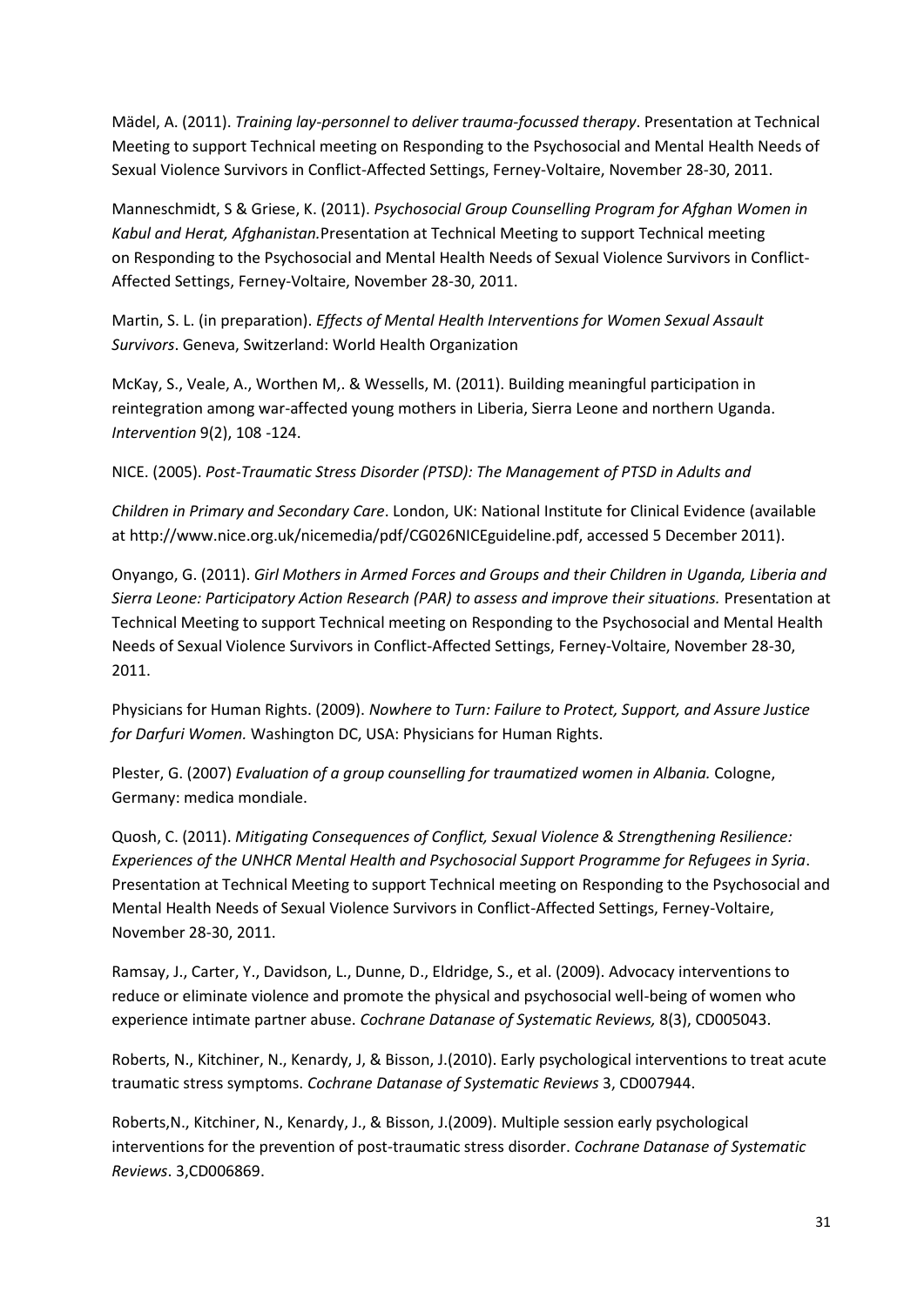Mädel, A. (2011). *Training lay-personnel to deliver trauma-focussed therapy*. Presentation at Technical Meeting to support Technical meeting on Responding to the Psychosocial and Mental Health Needs of Sexual Violence Survivors in Conflict-Affected Settings, Ferney-Voltaire, November 28-30, 2011.

Manneschmidt, S & Griese, K. (2011). *Psychosocial Group Counselling Program for Afghan Women in Kabul and Herat, Afghanistan.*Presentation at Technical Meeting to support Technical meeting on Responding to the Psychosocial and Mental Health Needs of Sexual Violence Survivors in Conflict-Affected Settings, Ferney-Voltaire, November 28-30, 2011.

Martin, S. L. (in preparation). *Effects of Mental Health Interventions for Women Sexual Assault Survivors*. Geneva, Switzerland: World Health Organization

McKay, S., Veale, A., Worthen M,. & Wessells, M. (2011). Building meaningful participation in reintegration among war-affected young mothers in Liberia, Sierra Leone and northern Uganda. *Intervention* 9(2), 108 -124.

NICE. (2005). *Post-Traumatic Stress Disorder (PTSD): The Management of PTSD in Adults and*

*Children in Primary and Secondary Care*. London, UK: National Institute for Clinical Evidence (available at http://www.nice.org.uk/nicemedia/pdf/CG026NICEguideline.pdf, accessed 5 December 2011).

Onyango, G. (2011). *Girl Mothers in Armed Forces and Groups and their Children in Uganda, Liberia and Sierra Leone: Participatory Action Research (PAR) to assess and improve their situations.* Presentation at Technical Meeting to support Technical meeting on Responding to the Psychosocial and Mental Health Needs of Sexual Violence Survivors in Conflict-Affected Settings, Ferney-Voltaire, November 28-30, 2011.

Physicians for Human Rights. (2009). *Nowhere to Turn: Failure to Protect, Support, and Assure Justice for Darfuri Women.* Washington DC, USA: Physicians for Human Rights.

Plester, G. (2007) *Evaluation of a group counselling for traumatized women in Albania.* Cologne, Germany: medica mondiale.

Quosh, C. (2011). *Mitigating Consequences of Conflict, Sexual Violence & Strengthening Resilience: Experiences of the UNHCR Mental Health and Psychosocial Support Programme for Refugees in Syria*. Presentation at Technical Meeting to support Technical meeting on Responding to the Psychosocial and Mental Health Needs of Sexual Violence Survivors in Conflict-Affected Settings, Ferney-Voltaire, November 28-30, 2011.

Ramsay, J., Carter, Y., Davidson, L., Dunne, D., Eldridge, S., et al. (2009). Advocacy interventions to reduce or eliminate violence and promote the physical and psychosocial well-being of women who experience intimate partner abuse. *Cochrane Datanase of Systematic Reviews,* 8(3), CD005043.

Roberts, N., Kitchiner, N., Kenardy, J, & Bisson, J.(2010). Early psychological interventions to treat acute traumatic stress symptoms. *Cochrane Datanase of Systematic Reviews* 3, CD007944.

Roberts,N., Kitchiner, N., Kenardy, J., & Bisson, J.(2009). Multiple session early psychological interventions for the prevention of post-traumatic stress disorder. *Cochrane Datanase of Systematic Reviews*. 3,CD006869.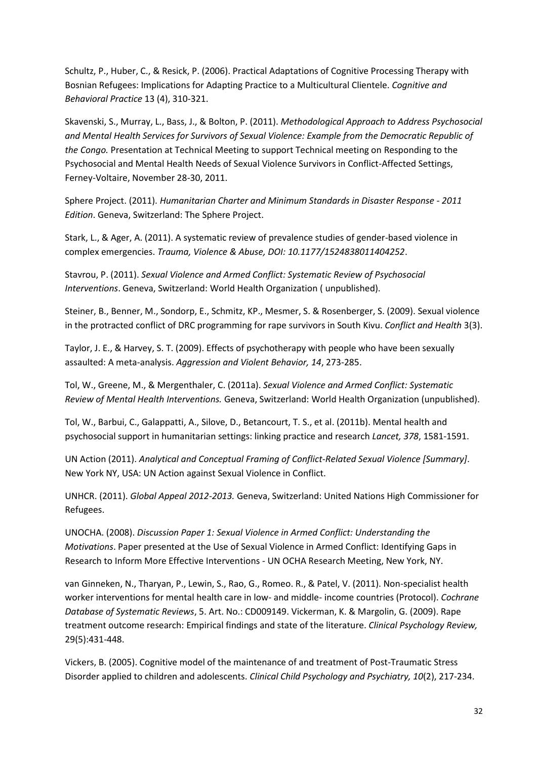Schultz, P., Huber, C., & Resick, P. (2006). Practical Adaptations of Cognitive Processing Therapy with Bosnian Refugees: Implications for Adapting Practice to a Multicultural Clientele. *Cognitive and Behavioral Practice* 13 (4), 310-321.

Skavenski, S., Murray, L., Bass, J., & Bolton, P. (2011). *Methodological Approach to Address Psychosocial and Mental Health Services for Survivors of Sexual Violence: Example from the Democratic Republic of the Congo.* Presentation at Technical Meeting to support Technical meeting on Responding to the Psychosocial and Mental Health Needs of Sexual Violence Survivors in Conflict-Affected Settings, Ferney-Voltaire, November 28-30, 2011.

Sphere Project. (2011). *Humanitarian Charter and Minimum Standards in Disaster Response - 2011 Edition*. Geneva, Switzerland: The Sphere Project.

Stark, L., & Ager, A. (2011). A systematic review of prevalence studies of gender-based violence in complex emergencies. *Trauma, Violence & Abuse, DOI: 10.1177/1524838011404252*.

Stavrou, P. (2011). *Sexual Violence and Armed Conflict: Systematic Review of Psychosocial Interventions*. Geneva, Switzerland: World Health Organization ( unpublished).

Steiner, B., Benner, M., Sondorp, E., Schmitz, KP., Mesmer, S. & Rosenberger, S. (2009). Sexual violence in the protracted conflict of DRC programming for rape survivors in South Kivu. *Conflict and Health* 3(3).

Taylor, J. E., & Harvey, S. T. (2009). Effects of psychotherapy with people who have been sexually assaulted: A meta-analysis. *Aggression and Violent Behavior, 14*, 273-285.

Tol, W., Greene, M., & Mergenthaler, C. (2011a). *Sexual Violence and Armed Conflict: Systematic Review of Mental Health Interventions.* Geneva, Switzerland: World Health Organization (unpublished).

Tol, W., Barbui, C., Galappatti, A., Silove, D., Betancourt, T. S., et al. (2011b). Mental health and psychosocial support in humanitarian settings: linking practice and research *Lancet, 378*, 1581-1591.

UN Action (2011). *Analytical and Conceptual Framing of Conflict-Related Sexual Violence [Summary]*. New York NY, USA: UN Action against Sexual Violence in Conflict.

UNHCR. (2011). *Global Appeal 2012-2013.* Geneva, Switzerland: United Nations High Commissioner for Refugees.

UNOCHA. (2008). *Discussion Paper 1: Sexual Violence in Armed Conflict: Understanding the Motivations*. Paper presented at the Use of Sexual Violence in Armed Conflict: Identifying Gaps in Research to Inform More Effective Interventions - UN OCHA Research Meeting, New York, NY.

van Ginneken, N., Tharyan, P., Lewin, S., Rao, G., Romeo. R., & Patel, V. (2011). Non-specialist health worker interventions for mental health care in low- and middle- income countries (Protocol). *Cochrane Database of Systematic Reviews*, 5. Art. No.: CD009149. Vickerman, K. & Margolin, G. (2009). Rape treatment outcome research: Empirical findings and state of the literature. *Clinical Psychology Review,* 29(5):431-448.

Vickers, B. (2005). Cognitive model of the maintenance of and treatment of Post-Traumatic Stress Disorder applied to children and adolescents. *Clinical Child Psychology and Psychiatry, 10*(2), 217-234.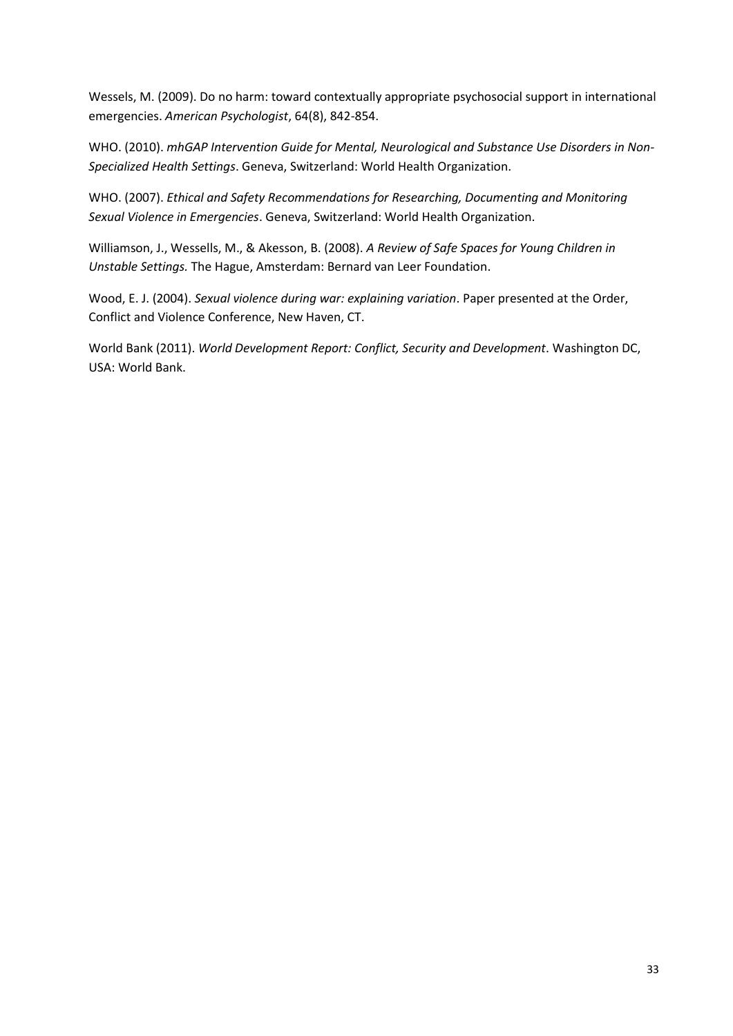Wessels, M. (2009). Do no harm: toward contextually appropriate psychosocial support in international emergencies. *American Psychologist*, 64(8), 842-854.

WHO. (2010). *mhGAP Intervention Guide for Mental, Neurological and Substance Use Disorders in Non-Specialized Health Settings*. Geneva, Switzerland: World Health Organization.

WHO. (2007). *Ethical and Safety Recommendations for Researching, Documenting and Monitoring Sexual Violence in Emergencies*. Geneva, Switzerland: World Health Organization.

Williamson, J., Wessells, M., & Akesson, B. (2008). *A Review of Safe Spaces for Young Children in Unstable Settings.* The Hague, Amsterdam: Bernard van Leer Foundation.

Wood, E. J. (2004). *Sexual violence during war: explaining variation*. Paper presented at the Order, Conflict and Violence Conference, New Haven, CT.

World Bank (2011). *World Development Report: Conflict, Security and Development*. Washington DC, USA: World Bank.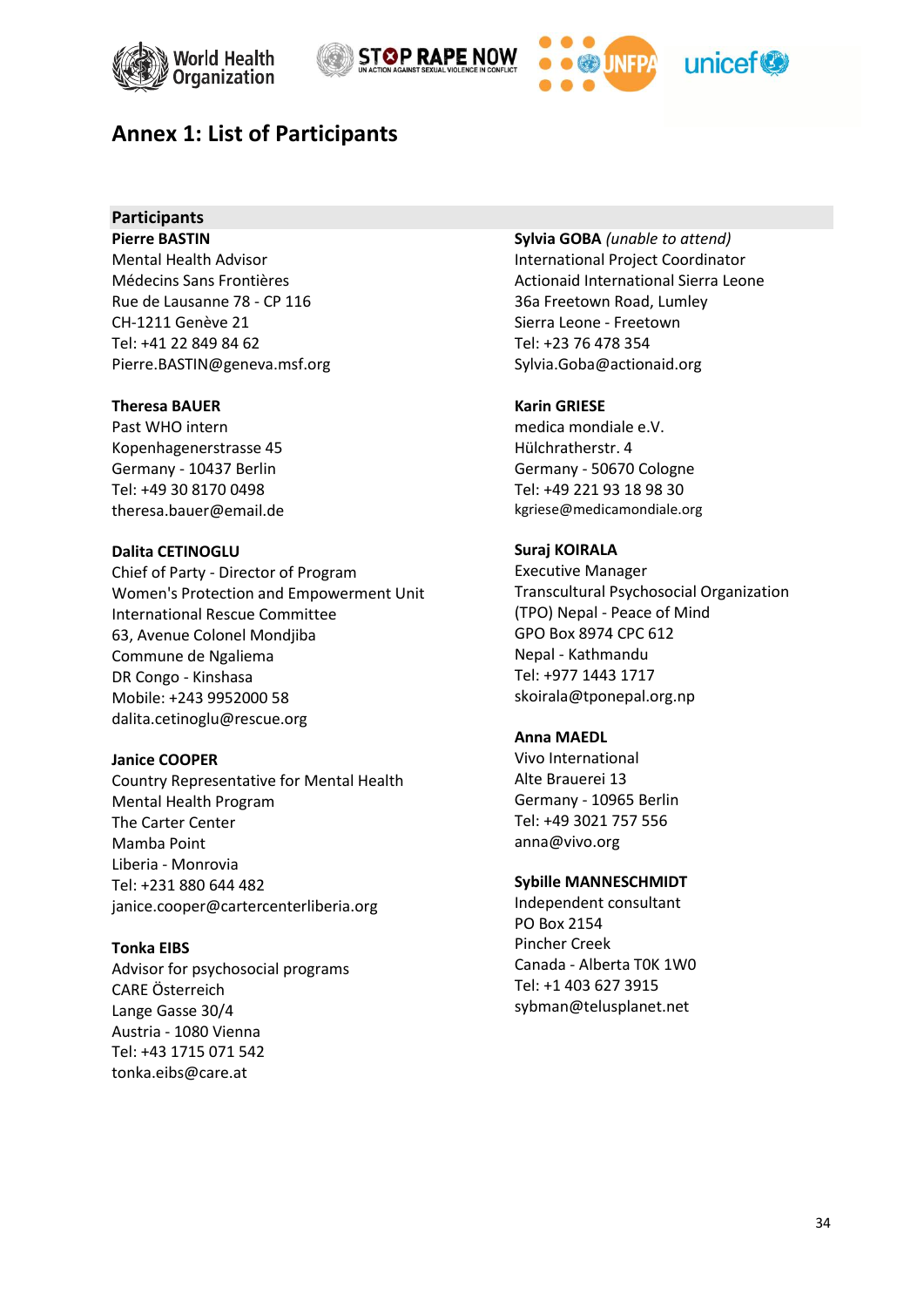# Annex 1: List of Participants

## Participants

**Pierre BASTIN**
Mental Health Advisor
Médecins Sans Frontières
Rue de Lausanne 78 - CP 116
CH-1211 Genève 21
Tel: +41 22 849 84 62
Pierre.BASTIN@geneva.msf.org

**Theresa BAUER**
Past WHO intern
Kopenhagenerstrasse 45
Germany - 10437 Berlin
Tel: +49 30 8170 0498
theresa.bauer@email.de

**Dalita CETINOGLU**
Chief of Party - Director of Program
Women's Protection and Empowerment Unit
International Rescue Committee
63, Avenue Colonel Mondjiba
Commune de Ngaliema
DR Congo - Kinshasa
Mobile: +243 9952000 58
dalita.cetinoglu@rescue.org

**Janice COOPER**
Country Representative for Mental Health
Mental Health Program
The Carter Center
Mamba Point
Liberia - Monrovia
Tel: +231 880 644 482
janice.cooper@cartercenterliberia.org

**Tonka EIBS**
Advisor for psychosocial programs
CARE Österreich
Lange Gasse 30/4
Austria - 1080 Vienna
Tel: +43 1715 071 542
tonka.eibs@care.at

**Sylvia GOBA** *(unable to attend)*
International Project Coordinator
Actionaid International Sierra Leone
36a Freetown Road, Lumley
Sierra Leone - Freetown
Tel: +23 76 478 354
Sylvia.Goba@actionaid.org

**Karin GRIESE**
medica mondiale e.V.
Hülchratherstr. 4
Germany - 50670 Cologne
Tel: +49 221 93 18 98 30
kgriese@medicamondiale.org

**Suraj KOIRALA**
Executive Manager
Transcultural Psychosocial Organization
(TPO) Nepal - Peace of Mind
GPO Box 8974 CPC 612
Nepal - Kathmandu
Tel: +977 1443 1717
skoirala@tponepal.org.np

**Anna MAEDL**
Vivo International
Alte Brauerei 13
Germany - 10965 Berlin
Tel: +49 3021 757 556
anna@vivo.org

**Sybille MANNESCHMIDT**
Independent consultant
PO Box 2154
Pincher Creek
Canada - Alberta T0K 1W0
Tel: +1 403 627 3915
sybman@telusplanet.net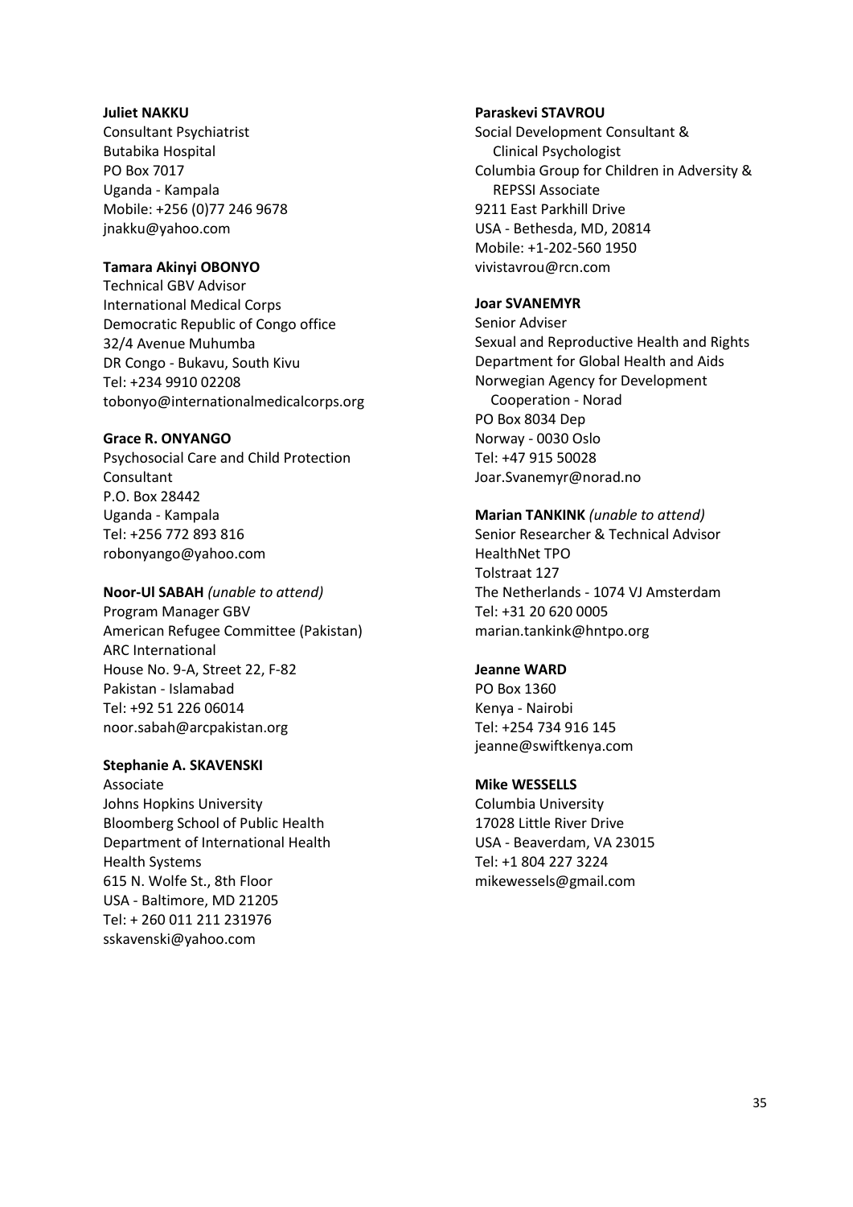**Juliet NAKKU**
Consultant Psychiatrist
Butabika Hospital
PO Box 7017
Uganda - Kampala
Mobile: +256 (0)77 246 9678
jnakku@yahoo.com

**Tamara Akinyi OBONYO**
Technical GBV Advisor
International Medical Corps
Democratic Republic of Congo office
32/4 Avenue Muhumba
DR Congo - Bukavu, South Kivu
Tel: +234 9910 02208
tobonyo@internationalmedicalcorps.org

**Grace R. ONYANGO**
Psychosocial Care and Child Protection Consultant
P.O. Box 28442
Uganda - Kampala
Tel: +256 772 893 816
robonyango@yahoo.com

**Noor-Ul SABAH** *(unable to attend)*
Program Manager GBV
American Refugee Committee (Pakistan)
ARC International
House No. 9-A, Street 22, F-82
Pakistan - Islamabad
Tel: +92 51 226 06014
noor.sabah@arcpakistan.org

**Stephanie A. SKAVENSKI**
Associate
Johns Hopkins University
Bloomberg School of Public Health
Department of International Health
Health Systems
615 N. Wolfe St., 8th Floor
USA - Baltimore, MD 21205
Tel: + 260 011 211 231976
sskavenski@yahoo.com

**Paraskevi STAVROU**
Social Development Consultant & Clinical Psychologist
Columbia Group for Children in Adversity & REPSSI Associate
9211 East Parkhill Drive
USA - Bethesda, MD, 20814
Mobile: +1-202-560 1950
vivistavrou@rcn.com

**Joar SVANEMYR**
Senior Adviser
Sexual and Reproductive Health and Rights
Department for Global Health and Aids
Norwegian Agency for Development Cooperation - Norad
PO Box 8034 Dep
Norway - 0030 Oslo
Tel: +47 915 50028
Joar.Svanemyr@norad.no

**Marian TANKINK** *(unable to attend)*
Senior Researcher & Technical Advisor
HealthNet TPO
Tolstraat 127
The Netherlands - 1074 VJ Amsterdam
Tel: +31 20 620 0005
marian.tankink@hntpo.org

**Jeanne WARD**
PO Box 1360
Kenya - Nairobi
Tel: +254 734 916 145
jeanne@swiftkenya.com

**Mike WESSELLS**
Columbia University
17028 Little River Drive
USA - Beaverdam, VA 23015
Tel: +1 804 227 3224
mikewessels@gmail.com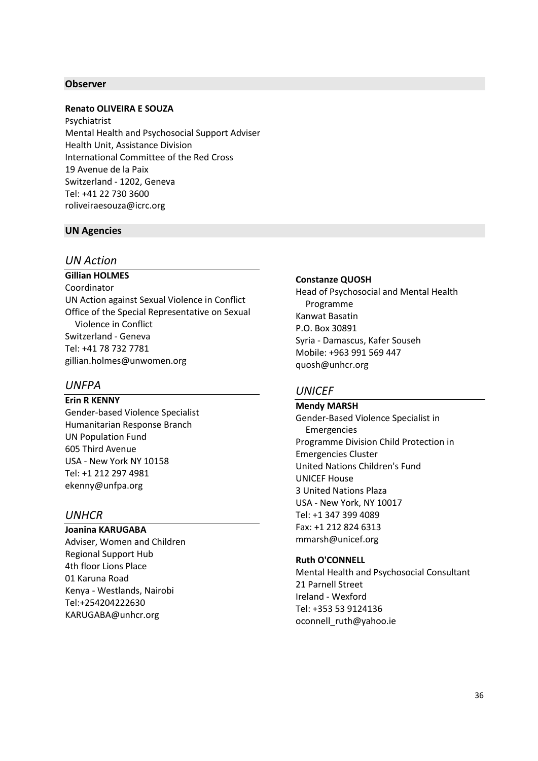## Observer

**Renato OLIVEIRA E SOUZA**
Psychiatrist
Mental Health and Psychosocial Support Adviser
Health Unit, Assistance Division
International Committee of the Red Cross
19 Avenue de la Paix
Switzerland - 1202, Geneva
Tel: +41 22 730 3600
roliveiraesouza@icrc.org

## UN Agencies

### *UN Action*

**Gillian HOLMES**
Coordinator
UN Action against Sexual Violence in Conflict
Office of the Special Representative on Sexual Violence in Conflict
Switzerland - Geneva
Tel: +41 78 732 7781
gillian.holmes@unwomen.org

### *UNFPA*

**Erin R KENNY**
Gender-based Violence Specialist
Humanitarian Response Branch
UN Population Fund
605 Third Avenue
USA - New York NY 10158
Tel: +1 212 297 4981
ekenny@unfpa.org

### *UNHCR*

**Joanina KARUGABA**
Adviser, Women and Children
Regional Support Hub
4th floor Lions Place
01 Karuna Road
Kenya - Westlands, Nairobi
Tel:+254204222630
KARUGABA@unhcr.org

**Constanze QUOSH**
Head of Psychosocial and Mental Health Programme
Kanwat Basatin
P.O. Box 30891
Syria - Damascus, Kafer Souseh
Mobile: +963 991 569 447
quosh@unhcr.org

### *UNICEF*

**Mendy MARSH**
Gender-Based Violence Specialist in Emergencies
Programme Division Child Protection in Emergencies Cluster
United Nations Children's Fund
UNICEF House
3 United Nations Plaza
USA - New York, NY 10017
Tel: +1 347 399 4089
Fax: +1 212 824 6313
mmarsh@unicef.org

**Ruth O'CONNELL**
Mental Health and Psychosocial Consultant
21 Parnell Street
Ireland - Wexford
Tel: +353 53 9124136
oconnell_ruth@yahoo.ie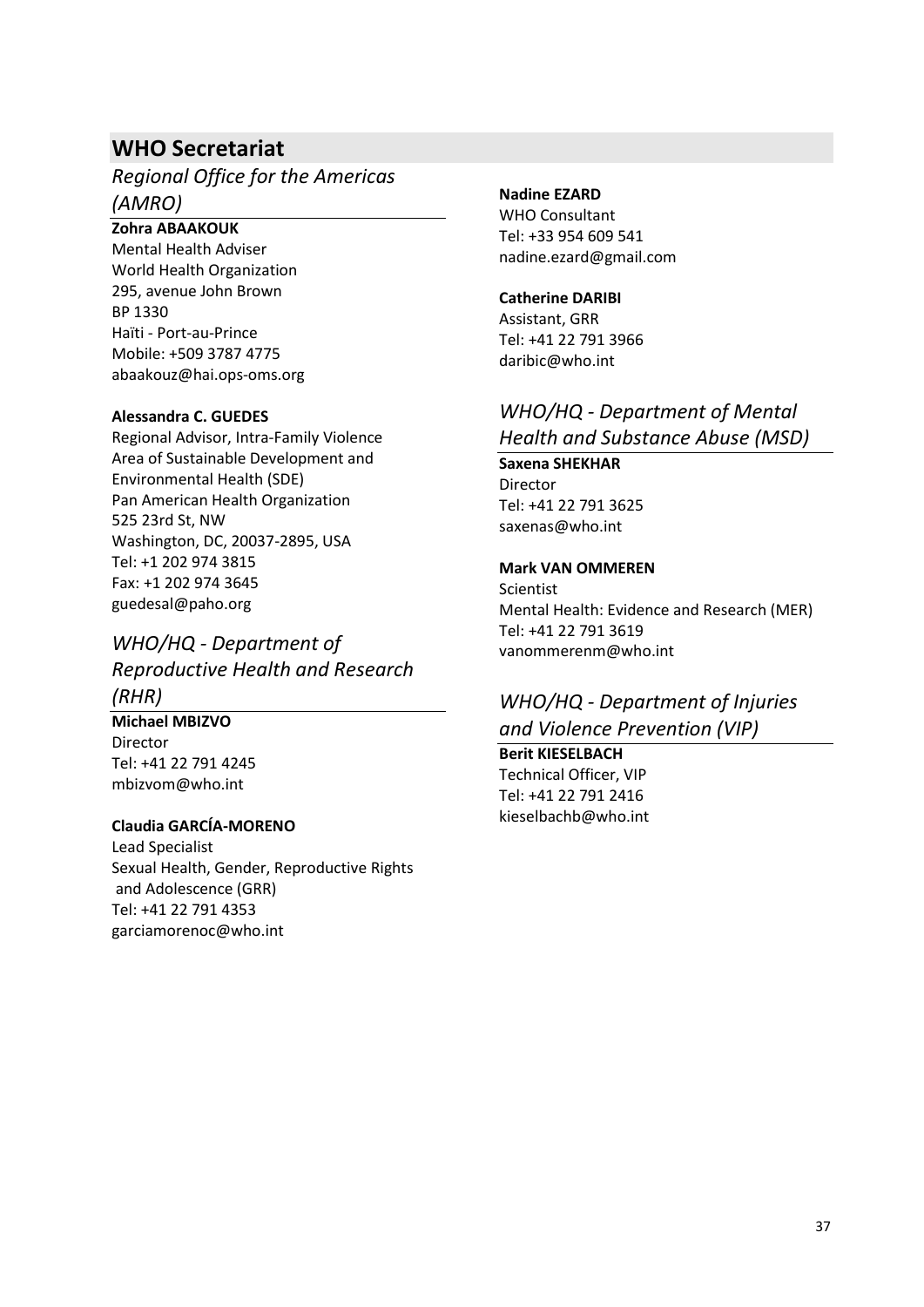## WHO Secretariat

### *Regional Office for the Americas (AMRO)*

**Zohra ABAAKOUK**
Mental Health Adviser
World Health Organization
295, avenue John Brown
BP 1330
Haïti - Port-au-Prince
Mobile: +509 3787 4775
abaakouz@hai.ops-oms.org

**Alessandra C. GUEDES**
Regional Advisor, Intra-Family Violence
Area of Sustainable Development and Environmental Health (SDE)
Pan American Health Organization
525 23rd St, NW
Washington, DC, 20037-2895, USA
Tel: +1 202 974 3815
Fax: +1 202 974 3645
guedesal@paho.org

### *WHO/HQ - Department of Reproductive Health and Research (RHR)*

**Michael MBIZVO**
Director
Tel: +41 22 791 4245
mbizvom@who.int

**Claudia GARCÍA-MORENO**
Lead Specialist
Sexual Health, Gender, Reproductive Rights and Adolescence (GRR)
Tel: +41 22 791 4353
garciamorenoc@who.int

**Nadine EZARD**
WHO Consultant
Tel: +33 954 609 541
nadine.ezard@gmail.com

**Catherine DARIBI**
Assistant, GRR
Tel: +41 22 791 3966
daribic@who.int

### *WHO/HQ - Department of Mental Health and Substance Abuse (MSD)*

**Saxena SHEKHAR**
Director
Tel: +41 22 791 3625
saxenas@who.int

**Mark VAN OMMEREN**
Scientist
Mental Health: Evidence and Research (MER)
Tel: +41 22 791 3619
vanommerenm@who.int

### *WHO/HQ - Department of Injuries and Violence Prevention (VIP)*

**Berit KIESELBACH**
Technical Officer, VIP
Tel: +41 22 791 2416
kieselbachb@who.int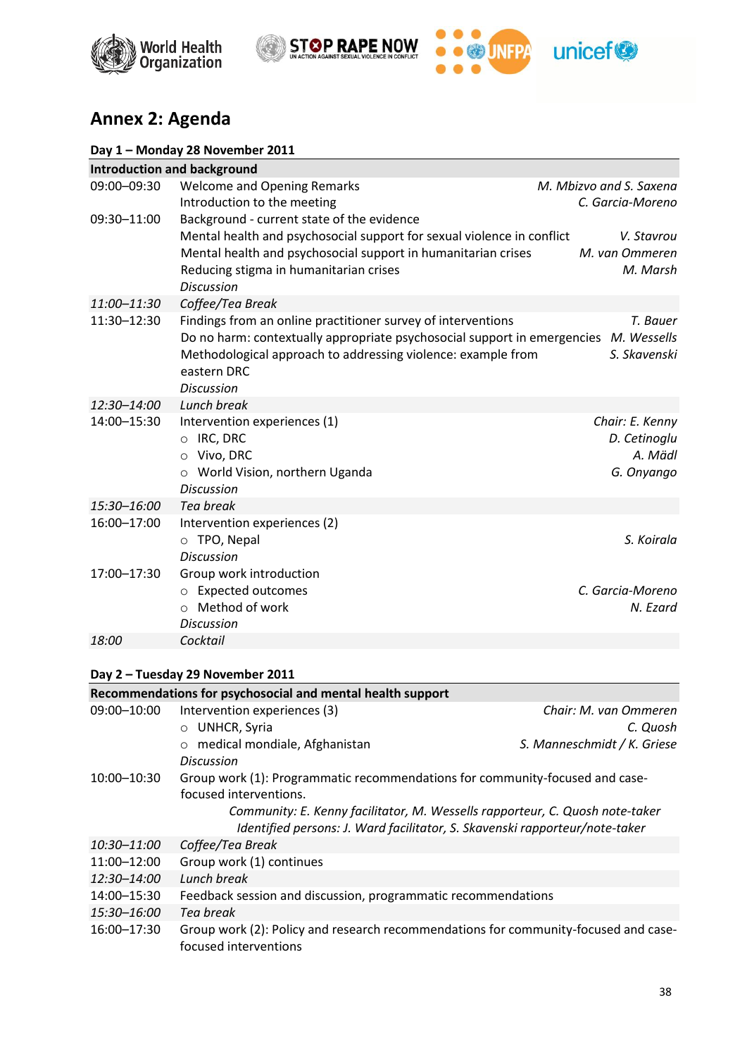## Annex 2: Agenda

**Day 1 – Monday 28 November 2011**

| **Introduction and background** | | |
|---|---|---|
| 09:00–09:30 | Welcome and Opening Remarks | *M. Mbizvo and S. Saxena* |
| | Introduction to the meeting | *C. Garcia-Moreno* |
| 09:30–11:00 | Background - current state of the evidence | |
| | Mental health and psychosocial support for sexual violence in conflict | *V. Stavrou* |
| | Mental health and psychosocial support in humanitarian crises | *M. van Ommeren* |
| | Reducing stigma in humanitarian crises | *M. Marsh* |
| | *Discussion* | |
| *11:00–11:30* | *Coffee/Tea Break* | |
| 11:30–12:30 | Findings from an online practitioner survey of interventions | *T. Bauer* |
| | Do no harm: contextually appropriate psychosocial support in emergencies | *M. Wessells* |
| | Methodological approach to addressing violence: example from eastern DRC | *S. Skavenski* |
| | *Discussion* | |
| *12:30–14:00* | *Lunch break* | |
| 14:00–15:30 | Intervention experiences (1) | *Chair: E. Kenny* |
| | ○ IRC, DRC | *D. Cetinoglu* |
| | ○ Vivo, DRC | *A. Mädl* |
| | ○ World Vision, northern Uganda | *G. Onyango* |
| | *Discussion* | |
| *15:30–16:00* | *Tea break* | |
| 16:00–17:00 | Intervention experiences (2) | |
| | ○ TPO, Nepal | *S. Koirala* |
| | *Discussion* | |
| 17:00–17:30 | Group work introduction | |
| | ○ Expected outcomes | *C. Garcia-Moreno* |
| | ○ Method of work | *N. Ezard* |
| | *Discussion* | |
| *18:00* | *Cocktail* | |

**Day 2 – Tuesday 29 November 2011**

| **Recommendations for psychosocial and mental health support** | | |
|---|---|---|
| 09:00–10:00 | Intervention experiences (3) | *Chair: M. van Ommeren* |
| | ○ UNHCR, Syria | *C. Quosh* |
| | ○ medical mondiale, Afghanistan | *S. Manneschmidt / K. Griese* |
| | *Discussion* | |
| 10:00–10:30 | Group work (1): Programmatic recommendations for community-focused and case-focused interventions.<br>*Community: E. Kenny facilitator, M. Wessells rapporteur, C. Quosh note-taker*<br>*Identified persons: J. Ward facilitator, S. Skavenski rapporteur/note-taker* | |
| *10:30–11:00* | *Coffee/Tea Break* | |
| 11:00–12:00 | Group work (1) continues | |
| *12:30–14:00* | *Lunch break* | |
| 14:00–15:30 | Feedback session and discussion, programmatic recommendations | |
| *15:30–16:00* | *Tea break* | |
| 16:00–17:30 | Group work (2): Policy and research recommendations for community-focused and case-focused interventions | |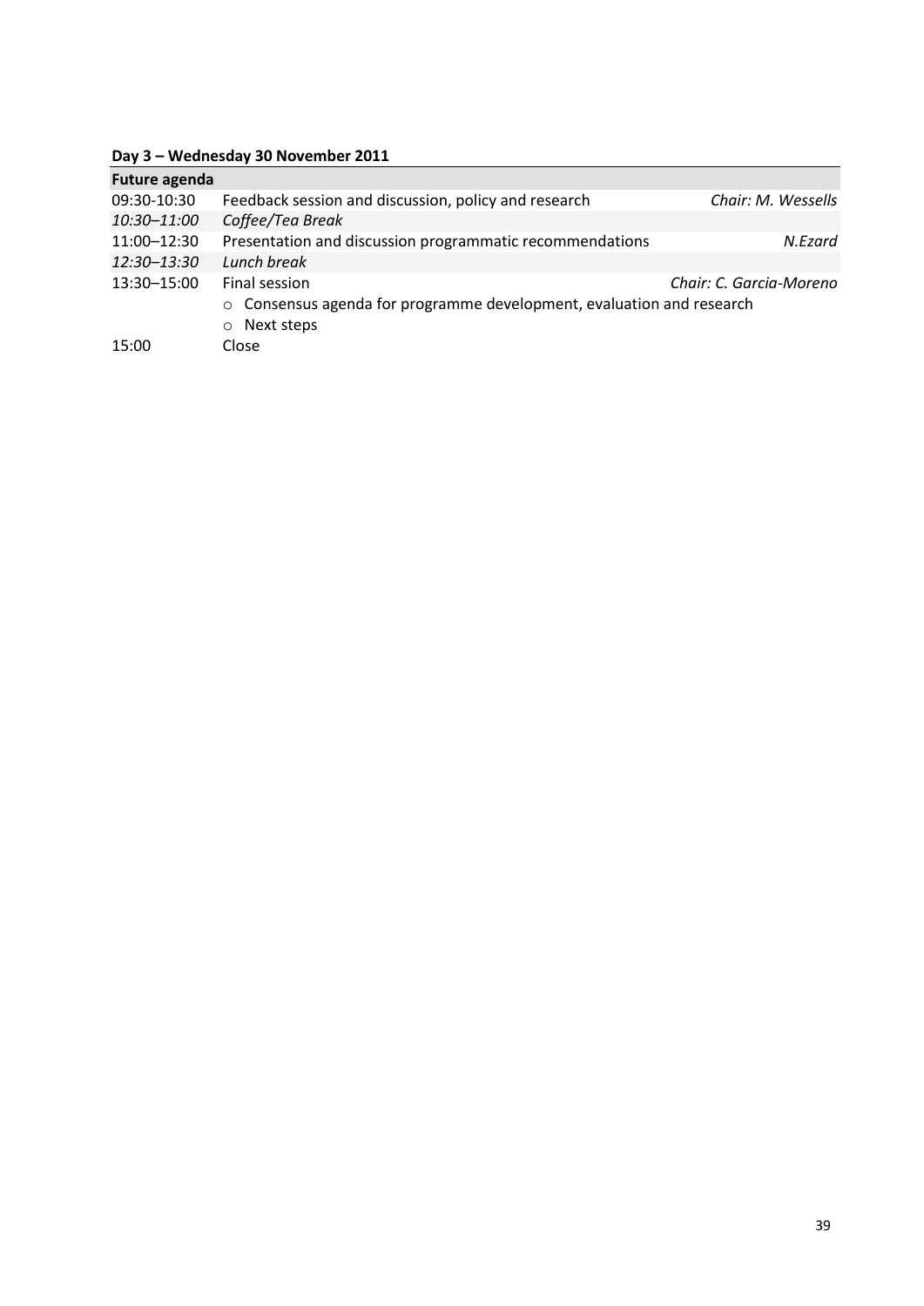**Day 3 – Wednesday 30 November 2011**

| | | |
|---|---|---|
| **Future agenda** | | |
| 09:30-10:30 | Feedback session and discussion, policy and research | *Chair: M. Wessells* |
| *10:30–11:00* | *Coffee/Tea Break* | |
| 11:00–12:30 | Presentation and discussion programmatic recommendations | *N.Ezard* |
| *12:30–13:30* | *Lunch break* | |
| 13:30–15:00 | Final session<br>o Consensus agenda for programme development, evaluation and research<br>o Next steps | *Chair: C. Garcia-Moreno* |
| 15:00 | Close | |